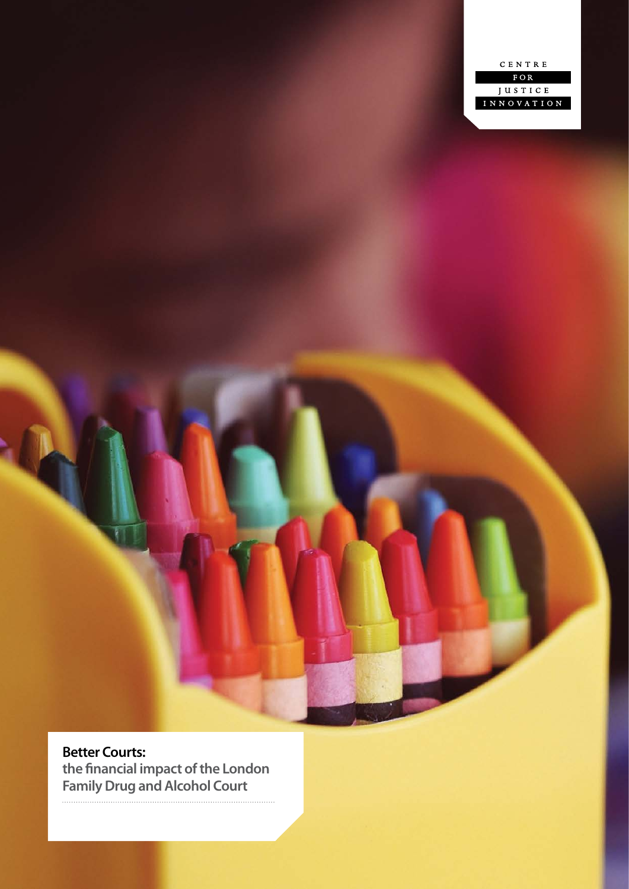CENTRE FOR JUSTICE INNOVATION

# Better Courts:

## the financial impact of the London Family Drug and Alcohol Court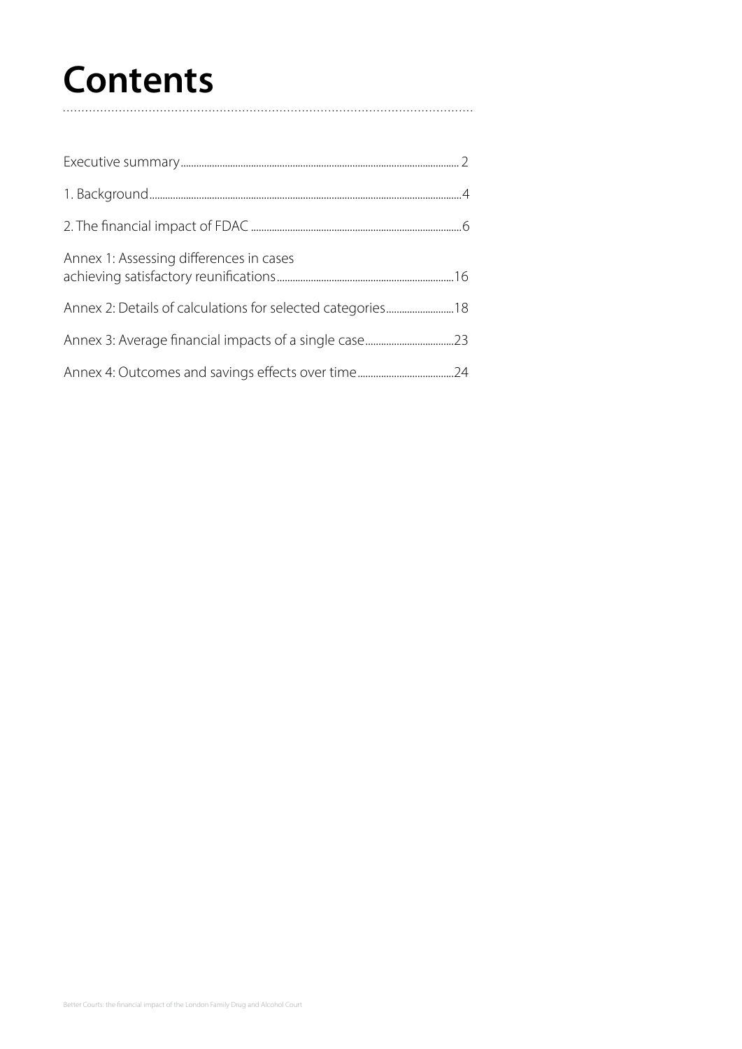# Contents

Executive summary ..... 2

1. Background ..... 4

2. The financial impact of FDAC ..... 6

Annex 1: Assessing differences in cases achieving satisfactory reunifications ..... 16

Annex 2: Details of calculations for selected categories ..... 18

Annex 3: Average financial impacts of a single case ..... 23

Annex 4: Outcomes and savings effects over time ..... 24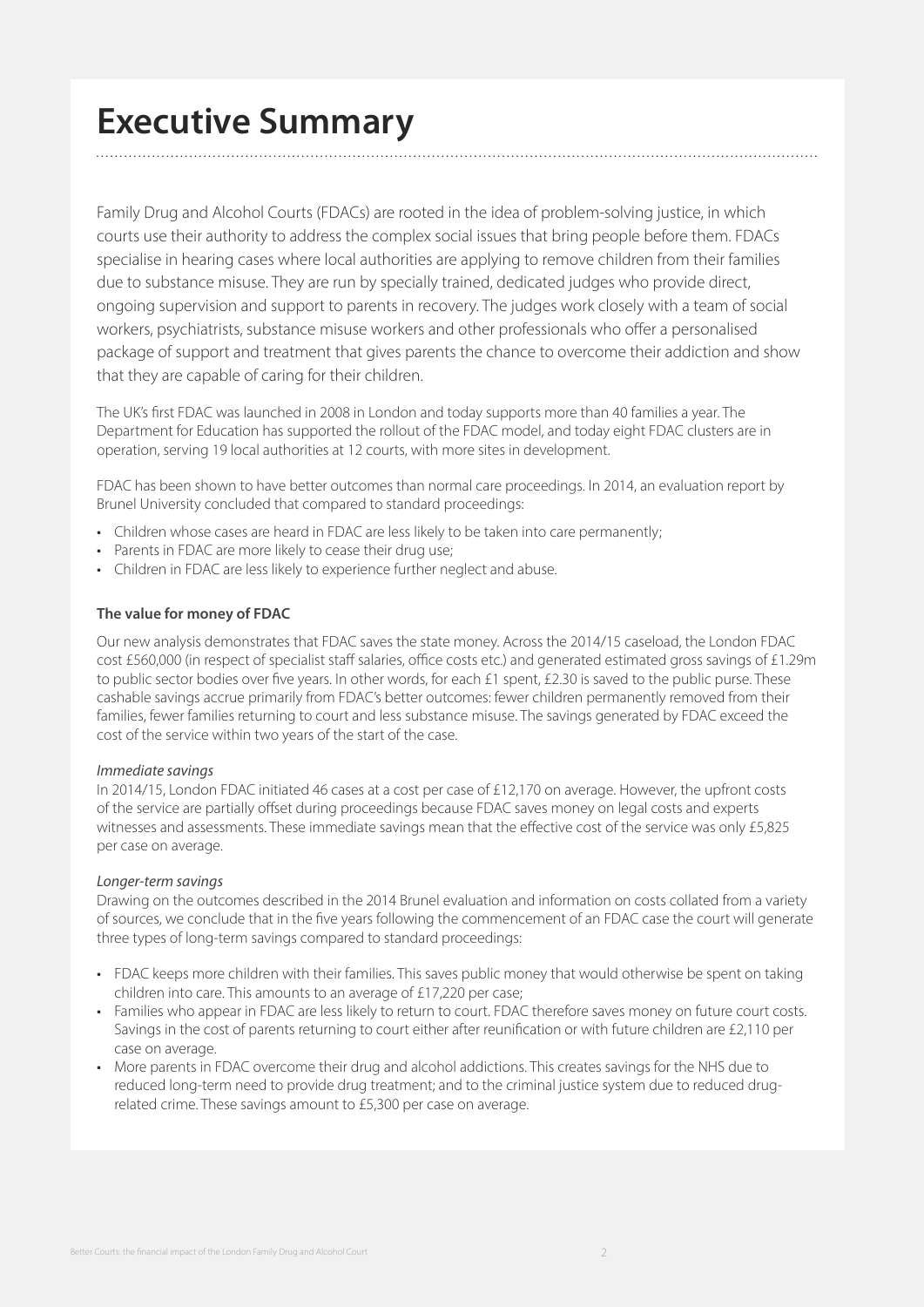# Executive Summary

Family Drug and Alcohol Courts (FDACs) are rooted in the idea of problem-solving justice, in which courts use their authority to address the complex social issues that bring people before them. FDACs specialise in hearing cases where local authorities are applying to remove children from their families due to substance misuse. They are run by specially trained, dedicated judges who provide direct, ongoing supervision and support to parents in recovery. The judges work closely with a team of social workers, psychiatrists, substance misuse workers and other professionals who offer a personalised package of support and treatment that gives parents the chance to overcome their addiction and show that they are capable of caring for their children.

The UK's first FDAC was launched in 2008 in London and today supports more than 40 families a year. The Department for Education has supported the rollout of the FDAC model, and today eight FDAC clusters are in operation, serving 19 local authorities at 12 courts, with more sites in development.

FDAC has been shown to have better outcomes than normal care proceedings. In 2014, an evaluation report by Brunel University concluded that compared to standard proceedings:

- Children whose cases are heard in FDAC are less likely to be taken into care permanently;
- Parents in FDAC are more likely to cease their drug use;
- Children in FDAC are less likely to experience further neglect and abuse.

**The value for money of FDAC**

Our new analysis demonstrates that FDAC saves the state money. Across the 2014/15 caseload, the London FDAC cost £560,000 (in respect of specialist staff salaries, office costs etc.) and generated estimated gross savings of £1.29m to public sector bodies over five years. In other words, for each £1 spent, £2.30 is saved to the public purse. These cashable savings accrue primarily from FDAC's better outcomes: fewer children permanently removed from their families, fewer families returning to court and less substance misuse. The savings generated by FDAC exceed the cost of the service within two years of the start of the case.

*Immediate savings*

In 2014/15, London FDAC initiated 46 cases at a cost per case of £12,170 on average. However, the upfront costs of the service are partially offset during proceedings because FDAC saves money on legal costs and experts witnesses and assessments. These immediate savings mean that the effective cost of the service was only £5,825 per case on average.

*Longer-term savings*

Drawing on the outcomes described in the 2014 Brunel evaluation and information on costs collated from a variety of sources, we conclude that in the five years following the commencement of an FDAC case the court will generate three types of long-term savings compared to standard proceedings:

- FDAC keeps more children with their families. This saves public money that would otherwise be spent on taking children into care. This amounts to an average of £17,220 per case;
- Families who appear in FDAC are less likely to return to court. FDAC therefore saves money on future court costs. Savings in the cost of parents returning to court either after reunification or with future children are £2,110 per case on average.
- More parents in FDAC overcome their drug and alcohol addictions. This creates savings for the NHS due to reduced long-term need to provide drug treatment; and to the criminal justice system due to reduced drug-related crime. These savings amount to £5,300 per case on average.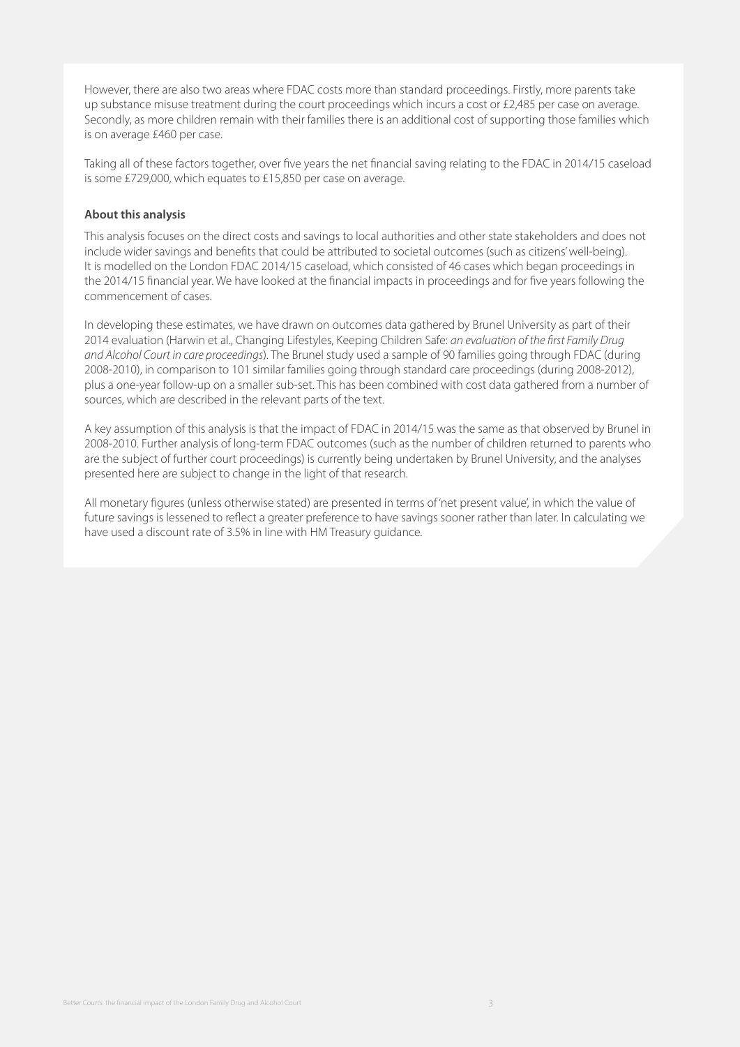However, there are also two areas where FDAC costs more than standard proceedings. Firstly, more parents take up substance misuse treatment during the court proceedings which incurs a cost or £2,485 per case on average. Secondly, as more children remain with their families there is an additional cost of supporting those families which is on average £460 per case.

Taking all of these factors together, over five years the net financial saving relating to the FDAC in 2014/15 caseload is some £729,000, which equates to £15,850 per case on average.

**About this analysis**

This analysis focuses on the direct costs and savings to local authorities and other state stakeholders and does not include wider savings and benefits that could be attributed to societal outcomes (such as citizens' well-being). It is modelled on the London FDAC 2014/15 caseload, which consisted of 46 cases which began proceedings in the 2014/15 financial year. We have looked at the financial impacts in proceedings and for five years following the commencement of cases.

In developing these estimates, we have drawn on outcomes data gathered by Brunel University as part of their 2014 evaluation (Harwin et al., Changing Lifestyles, Keeping Children Safe: *an evaluation of the first Family Drug and Alcohol Court in care proceedings*). The Brunel study used a sample of 90 families going through FDAC (during 2008-2010), in comparison to 101 similar families going through standard care proceedings (during 2008-2012), plus a one-year follow-up on a smaller sub-set. This has been combined with cost data gathered from a number of sources, which are described in the relevant parts of the text.

A key assumption of this analysis is that the impact of FDAC in 2014/15 was the same as that observed by Brunel in 2008-2010. Further analysis of long-term FDAC outcomes (such as the number of children returned to parents who are the subject of further court proceedings) is currently being undertaken by Brunel University, and the analyses presented here are subject to change in the light of that research.

All monetary figures (unless otherwise stated) are presented in terms of 'net present value', in which the value of future savings is lessened to reflect a greater preference to have savings sooner rather than later. In calculating we have used a discount rate of 3.5% in line with HM Treasury guidance.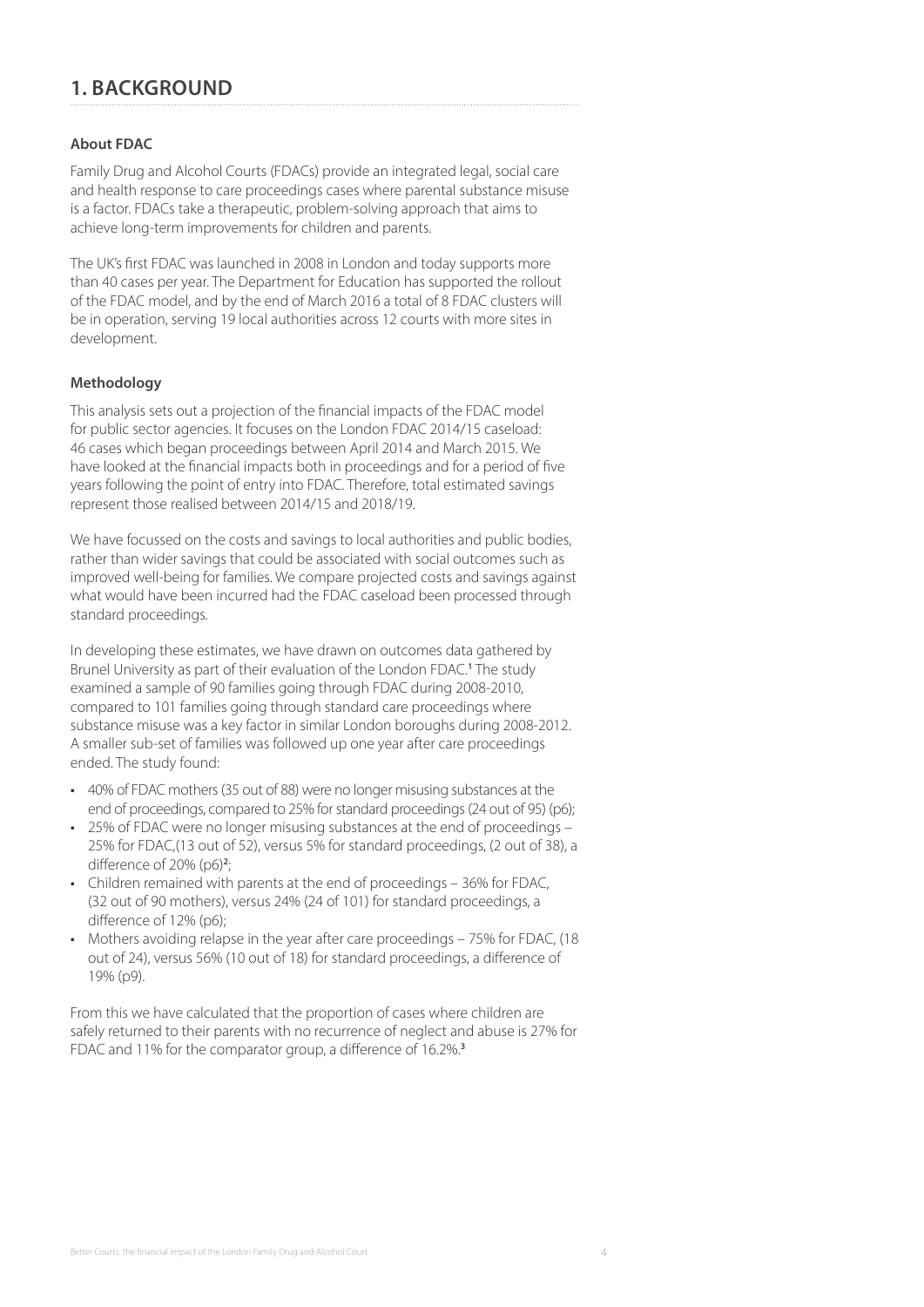# 1. BACKGROUND

### About FDAC

Family Drug and Alcohol Courts (FDACs) provide an integrated legal, social care and health response to care proceedings cases where parental substance misuse is a factor. FDACs take a therapeutic, problem-solving approach that aims to achieve long-term improvements for children and parents.

The UK's first FDAC was launched in 2008 in London and today supports more than 40 cases per year. The Department for Education has supported the rollout of the FDAC model, and by the end of March 2016 a total of 8 FDAC clusters will be in operation, serving 19 local authorities across 12 courts with more sites in development.

### Methodology

This analysis sets out a projection of the financial impacts of the FDAC model for public sector agencies. It focuses on the London FDAC 2014/15 caseload: 46 cases which began proceedings between April 2014 and March 2015. We have looked at the financial impacts both in proceedings and for a period of five years following the point of entry into FDAC. Therefore, total estimated savings represent those realised between 2014/15 and 2018/19.

We have focussed on the costs and savings to local authorities and public bodies, rather than wider savings that could be associated with social outcomes such as improved well-being for families. We compare projected costs and savings against what would have been incurred had the FDAC caseload been processed through standard proceedings.

In developing these estimates, we have drawn on outcomes data gathered by Brunel University as part of their evaluation of the London FDAC.[1] The study examined a sample of 90 families going through FDAC during 2008-2010, compared to 101 families going through standard care proceedings where substance misuse was a key factor in similar London boroughs during 2008-2012. A smaller sub-set of families was followed up one year after care proceedings ended. The study found:

- 40% of FDAC mothers (35 out of 88) were no longer misusing substances at the end of proceedings, compared to 25% for standard proceedings (24 out of 95) (p6);
- 25% of FDAC were no longer misusing substances at the end of proceedings – 25% for FDAC,(13 out of 52), versus 5% for standard proceedings, (2 out of 38), a difference of 20% (p6)[2];
- Children remained with parents at the end of proceedings – 36% for FDAC, (32 out of 90 mothers), versus 24% (24 of 101) for standard proceedings, a difference of 12% (p6);
- Mothers avoiding relapse in the year after care proceedings – 75% for FDAC, (18 out of 24), versus 56% (10 out of 18) for standard proceedings, a difference of 19% (p9).

From this we have calculated that the proportion of cases where children are safely returned to their parents with no recurrence of neglect and abuse is 27% for FDAC and 11% for the comparator group, a difference of 16.2%.[3]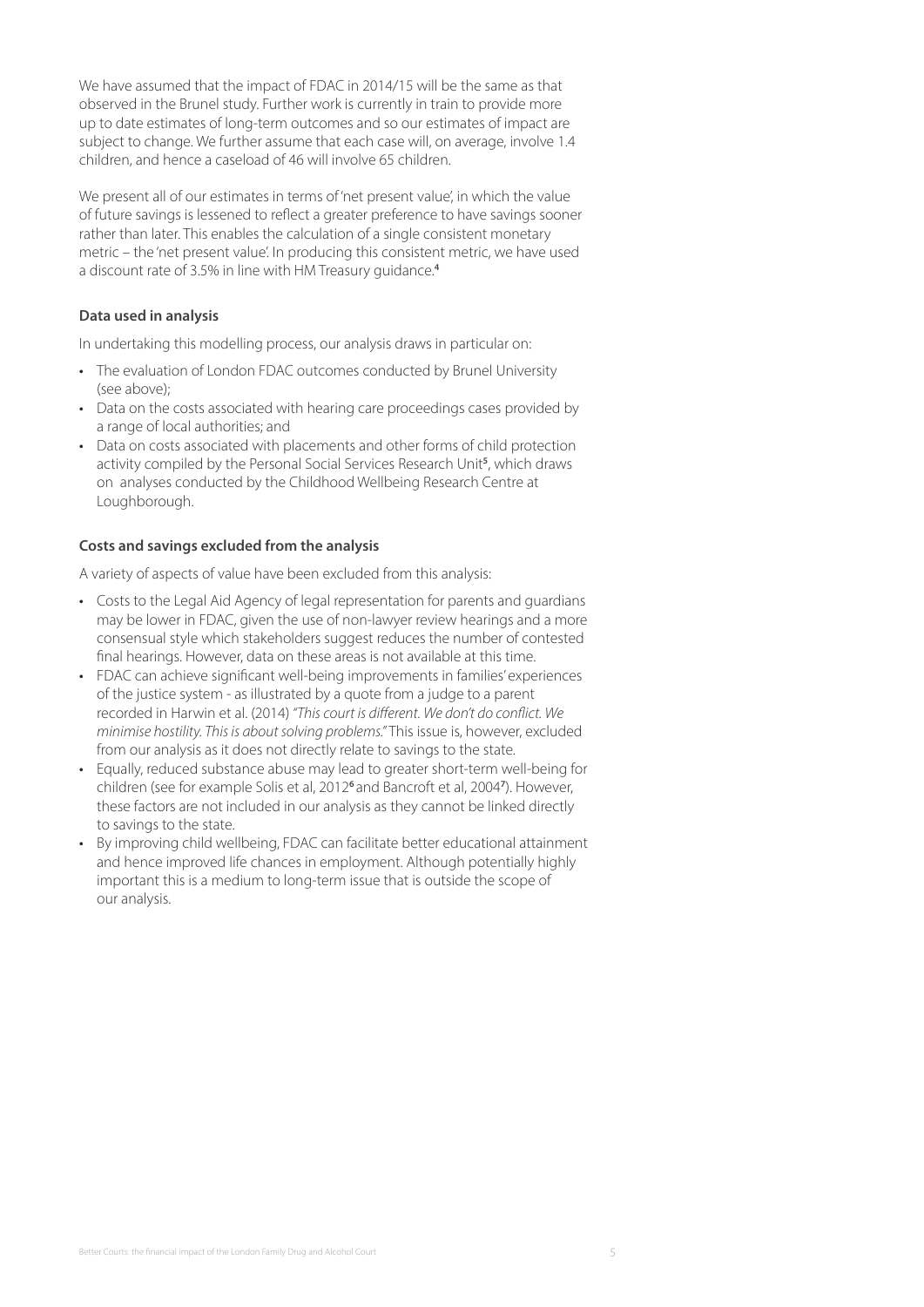We have assumed that the impact of FDAC in 2014/15 will be the same as that observed in the Brunel study. Further work is currently in train to provide more up to date estimates of long-term outcomes and so our estimates of impact are subject to change. We further assume that each case will, on average, involve 1.4 children, and hence a caseload of 46 will involve 65 children.

We present all of our estimates in terms of 'net present value', in which the value of future savings is lessened to reflect a greater preference to have savings sooner rather than later. This enables the calculation of a single consistent monetary metric – the 'net present value'. In producing this consistent metric, we have used a discount rate of 3.5% in line with HM Treasury guidance.[4]

### Data used in analysis

In undertaking this modelling process, our analysis draws in particular on:

- The evaluation of London FDAC outcomes conducted by Brunel University (see above);
- Data on the costs associated with hearing care proceedings cases provided by a range of local authorities; and
- Data on costs associated with placements and other forms of child protection activity compiled by the Personal Social Services Research Unit[5], which draws on analyses conducted by the Childhood Wellbeing Research Centre at Loughborough.

### Costs and savings excluded from the analysis

A variety of aspects of value have been excluded from this analysis:

- Costs to the Legal Aid Agency of legal representation for parents and guardians may be lower in FDAC, given the use of non-lawyer review hearings and a more consensual style which stakeholders suggest reduces the number of contested final hearings. However, data on these areas is not available at this time.
- FDAC can achieve significant well-being improvements in families' experiences of the justice system - as illustrated by a quote from a judge to a parent recorded in Harwin et al. (2014) *"This court is different. We don't do conflict. We minimise hostility. This is about solving problems."* This issue is, however, excluded from our analysis as it does not directly relate to savings to the state.
- Equally, reduced substance abuse may lead to greater short-term well-being for children (see for example Solis et al, 2012[6] and Bancroft et al, 2004[7]). However, these factors are not included in our analysis as they cannot be linked directly to savings to the state.
- By improving child wellbeing, FDAC can facilitate better educational attainment and hence improved life chances in employment. Although potentially highly important this is a medium to long-term issue that is outside the scope of our analysis.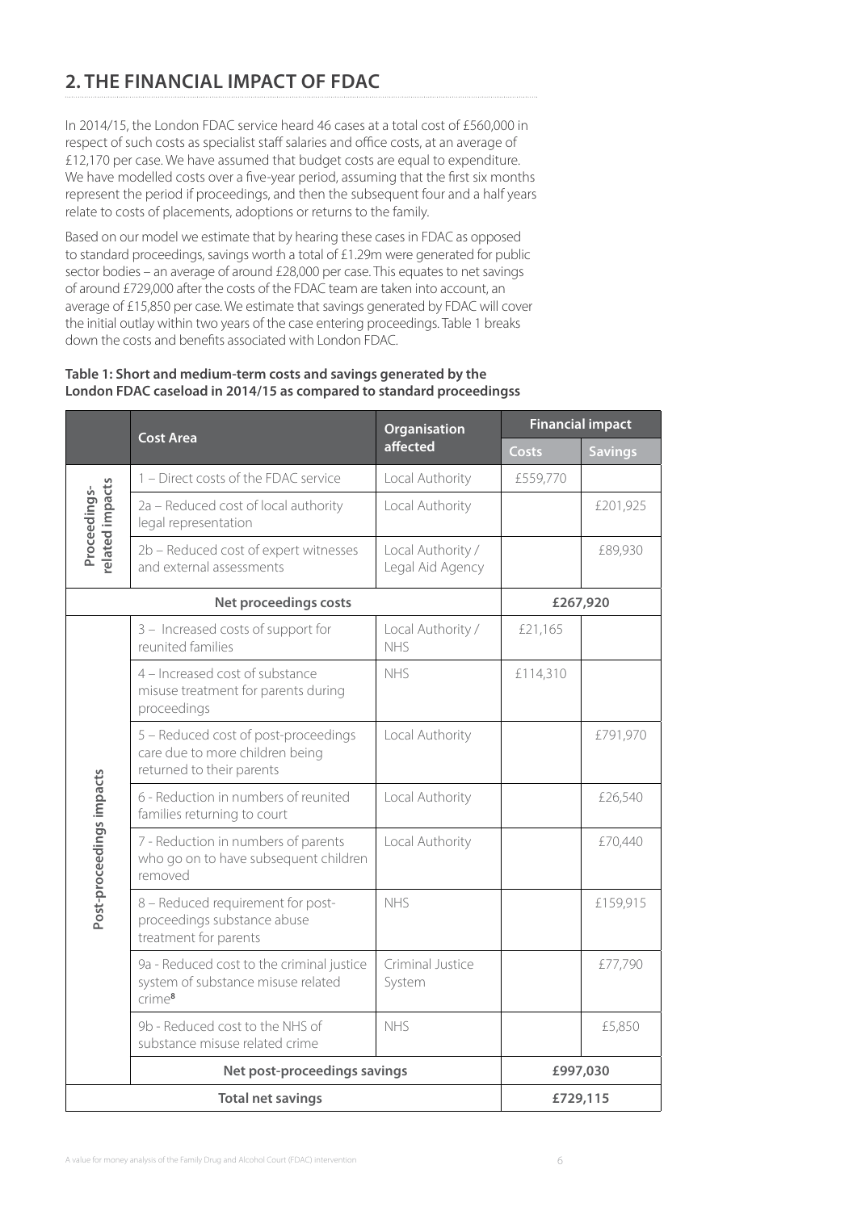## 2. THE FINANCIAL IMPACT OF FDAC

In 2014/15, the London FDAC service heard 46 cases at a total cost of £560,000 in respect of such costs as specialist staff salaries and office costs, at an average of £12,170 per case. We have assumed that budget costs are equal to expenditure. We have modelled costs over a five-year period, assuming that the first six months represent the period if proceedings, and then the subsequent four and a half years relate to costs of placements, adoptions or returns to the family.

Based on our model we estimate that by hearing these cases in FDAC as opposed to standard proceedings, savings worth a total of £1.29m were generated for public sector bodies – an average of around £28,000 per case. This equates to net savings of around £729,000 after the costs of the FDAC team are taken into account, an average of £15,850 per case. We estimate that savings generated by FDAC will cover the initial outlay within two years of the case entering proceedings. Table 1 breaks down the costs and benefits associated with London FDAC.

**Table 1: Short and medium-term costs and savings generated by the London FDAC caseload in 2014/15 as compared to standard proceedingss**

| | Cost Area | Organisation affected | Financial impact | |
|---|---|---|---|---|
| | | | Costs | Savings |
| Proceedings-related impacts | 1 – Direct costs of the FDAC service | Local Authority | £559,770 | |
| | 2a – Reduced cost of local authority legal representation | Local Authority | | £201,925 |
| | 2b – Reduced cost of expert witnesses and external assessments | Local Authority / Legal Aid Agency | | £89,930 |
| **Net proceedings costs** | | | **£267,920** | |
| Post-proceedings impacts | 3 – Increased costs of support for reunited families | Local Authority / NHS | £21,165 | |
| | 4 – Increased cost of substance misuse treatment for parents during proceedings | NHS | £114,310 | |
| | 5 – Reduced cost of post-proceedings care due to more children being returned to their parents | Local Authority | | £791,970 |
| | 6 - Reduction in numbers of reunited families returning to court | Local Authority | | £26,540 |
| | 7 - Reduction in numbers of parents who go on to have subsequent children removed | Local Authority | | £70,440 |
| | 8 – Reduced requirement for post-proceedings substance abuse treatment for parents | NHS | | £159,915 |
| | 9a - Reduced cost to the criminal justice system of substance misuse related crime[8] | Criminal Justice System | | £77,790 |
| | 9b - Reduced cost to the NHS of substance misuse related crime | NHS | | £5,850 |
| | **Net post-proceedings savings** | | **£997,030** | |
| **Total net savings** | | | **£729,115** | |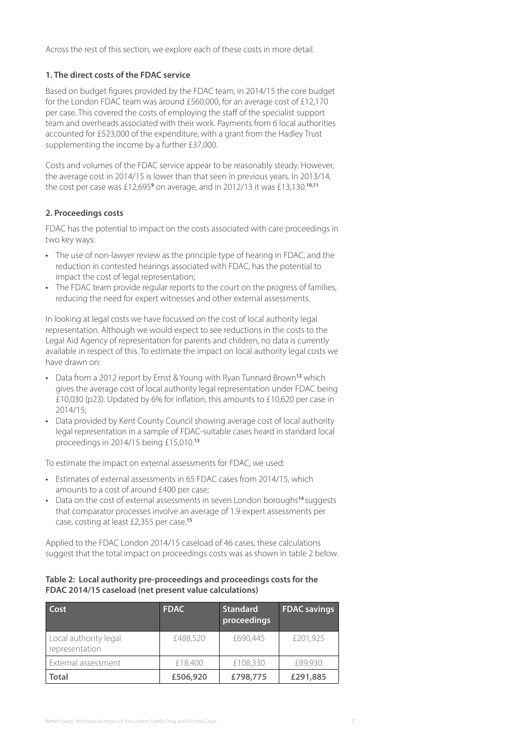Across the rest of this section, we explore each of these costs in more detail.

### 1. The direct costs of the FDAC service

Based on budget figures provided by the FDAC team, in 2014/15 the core budget for the London FDAC team was around £560,000, for an average cost of £12,170 per case. This covered the costs of employing the staff of the specialist support team and overheads associated with their work. Payments from 6 local authorities accounted for £523,000 of the expenditure, with a grant from the Hadley Trust supplementing the income by a further £37,000.

Costs and volumes of the FDAC service appear to be reasonably steady. However, the average cost in 2014/15 is lower than that seen in previous years. In 2013/14, the cost per case was £12,695[9] on average, and in 2012/13 it was £13,130.[10,11]

### 2. Proceedings costs

FDAC has the potential to impact on the costs associated with care proceedings in two key ways:

- The use of non-lawyer review as the principle type of hearing in FDAC, and the reduction in contested hearings associated with FDAC, has the potential to impact the cost of legal representation;
- The FDAC team provide regular reports to the court on the progress of families, reducing the need for expert witnesses and other external assessments.

In looking at legal costs we have focussed on the cost of local authority legal representation. Although we would expect to see reductions in the costs to the Legal Aid Agency of representation for parents and children, no data is currently available in respect of this. To estimate the impact on local authority legal costs we have drawn on:

- Data from a 2012 report by Ernst & Young with Ryan Tunnard Brown[12] which gives the average cost of local authority legal representation under FDAC being £10,030 (p23). Updated by 6% for inflation, this amounts to £10,620 per case in 2014/15;
- Data provided by Kent County Council showing average cost of local authority legal representation in a sample of FDAC-suitable cases heard in standard local proceedings in 2014/15 being £15,010.[13]

To estimate the impact on external assessments for FDAC, we used:

- Estimates of external assessments in 65 FDAC cases from 2014/15, which amounts to a cost of around £400 per case;
- Data on the cost of external assessments in seven London boroughs[14] suggests that comparator processes involve an average of 1.9 expert assessments per case, costing at least £2,355 per case.[15]

Applied to the FDAC London 2014/15 caseload of 46 cases, these calculations suggest that the total impact on proceedings costs was as shown in table 2 below.

**Table 2: Local authority pre-proceedings and proceedings costs for the FDAC 2014/15 caseload (net present value calculations)**

| Cost | FDAC | Standard proceedings | FDAC savings |
|---|---|---|---|
| Local authority legal representation | £488,520 | £690,445 | £201,925 |
| External assessment | £18,400 | £108,330 | £89,930 |
| **Total** | **£506,920** | **£798,775** | **£291,885** |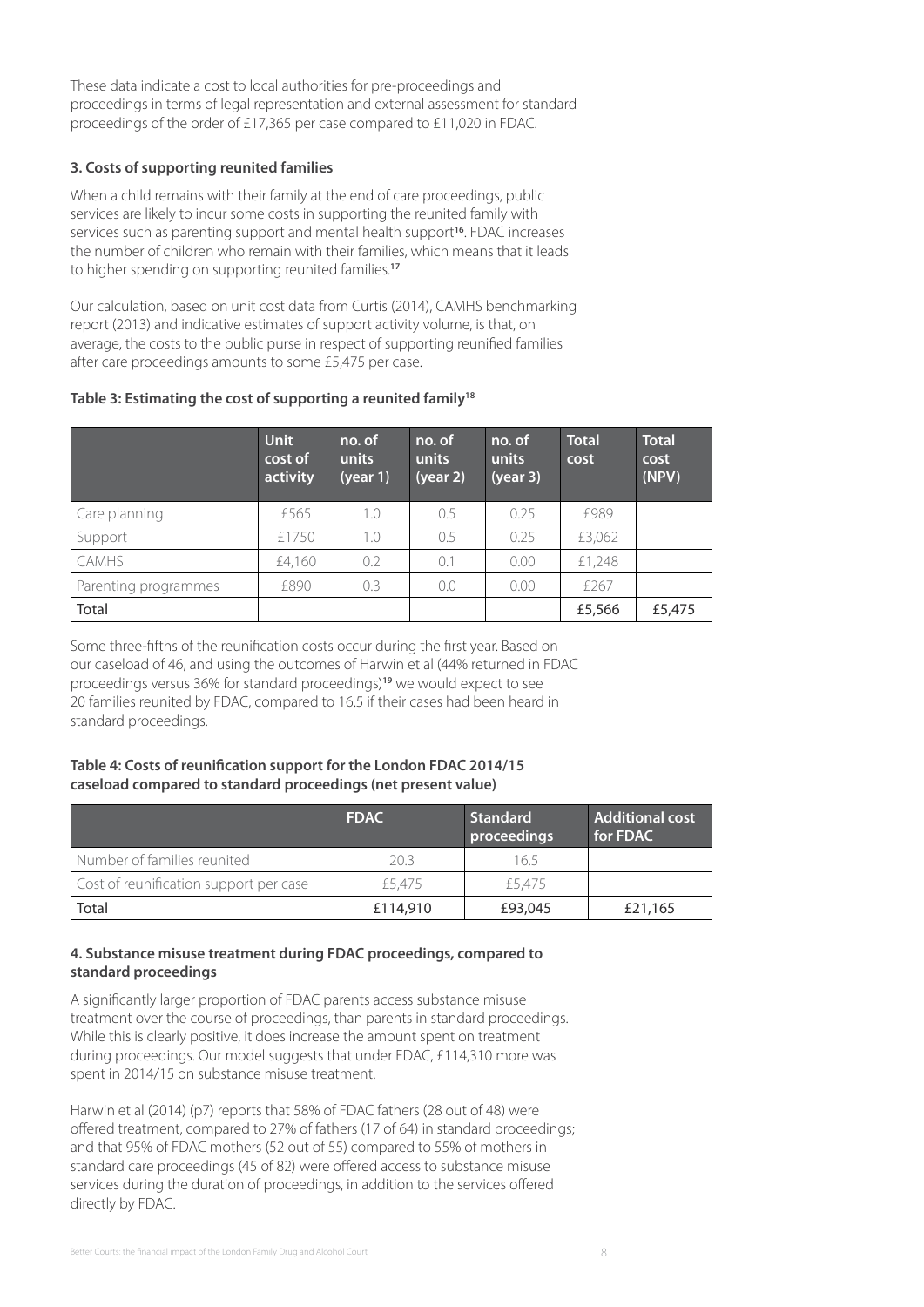These data indicate a cost to local authorities for pre-proceedings and proceedings in terms of legal representation and external assessment for standard proceedings of the order of £17,365 per case compared to £11,020 in FDAC.

### 3. Costs of supporting reunited families

When a child remains with their family at the end of care proceedings, public services are likely to incur some costs in supporting the reunited family with services such as parenting support and mental health support[16]. FDAC increases the number of children who remain with their families, which means that it leads to higher spending on supporting reunited families.[17]

Our calculation, based on unit cost data from Curtis (2014), CAMHS benchmarking report (2013) and indicative estimates of support activity volume, is that, on average, the costs to the public purse in respect of supporting reunified families after care proceedings amounts to some £5,475 per case.

**Table 3: Estimating the cost of supporting a reunited family[18]**

| | Unit cost of activity | no. of units (year 1) | no. of units (year 2) | no. of units (year 3) | Total cost | Total cost (NPV) |
|---|---|---|---|---|---|---|
| Care planning | £565 | 1.0 | 0.5 | 0.25 | £989 | |
| Support | £1750 | 1.0 | 0.5 | 0.25 | £3,062 | |
| CAMHS | £4,160 | 0.2 | 0.1 | 0.00 | £1,248 | |
| Parenting programmes | £890 | 0.3 | 0.0 | 0.00 | £267 | |
| Total | | | | | £5,566 | £5,475 |

Some three-fifths of the reunification costs occur during the first year. Based on our caseload of 46, and using the outcomes of Harwin et al (44% returned in FDAC proceedings versus 36% for standard proceedings)[19] we would expect to see 20 families reunited by FDAC, compared to 16.5 if their cases had been heard in standard proceedings.

**Table 4: Costs of reunification support for the London FDAC 2014/15 caseload compared to standard proceedings (net present value)**

| | FDAC | Standard proceedings | Additional cost for FDAC |
|---|---|---|---|
| Number of families reunited | 20.3 | 16.5 | |
| Cost of reunification support per case | £5,475 | £5,475 | |
| Total | £114,910 | £93,045 | £21,165 |

### 4. Substance misuse treatment during FDAC proceedings, compared to standard proceedings

A significantly larger proportion of FDAC parents access substance misuse treatment over the course of proceedings, than parents in standard proceedings. While this is clearly positive, it does increase the amount spent on treatment during proceedings. Our model suggests that under FDAC, £114,310 more was spent in 2014/15 on substance misuse treatment.

Harwin et al (2014) (p7) reports that 58% of FDAC fathers (28 out of 48) were offered treatment, compared to 27% of fathers (17 of 64) in standard proceedings; and that 95% of FDAC mothers (52 out of 55) compared to 55% of mothers in standard care proceedings (45 of 82) were offered access to substance misuse services during the duration of proceedings, in addition to the services offered directly by FDAC.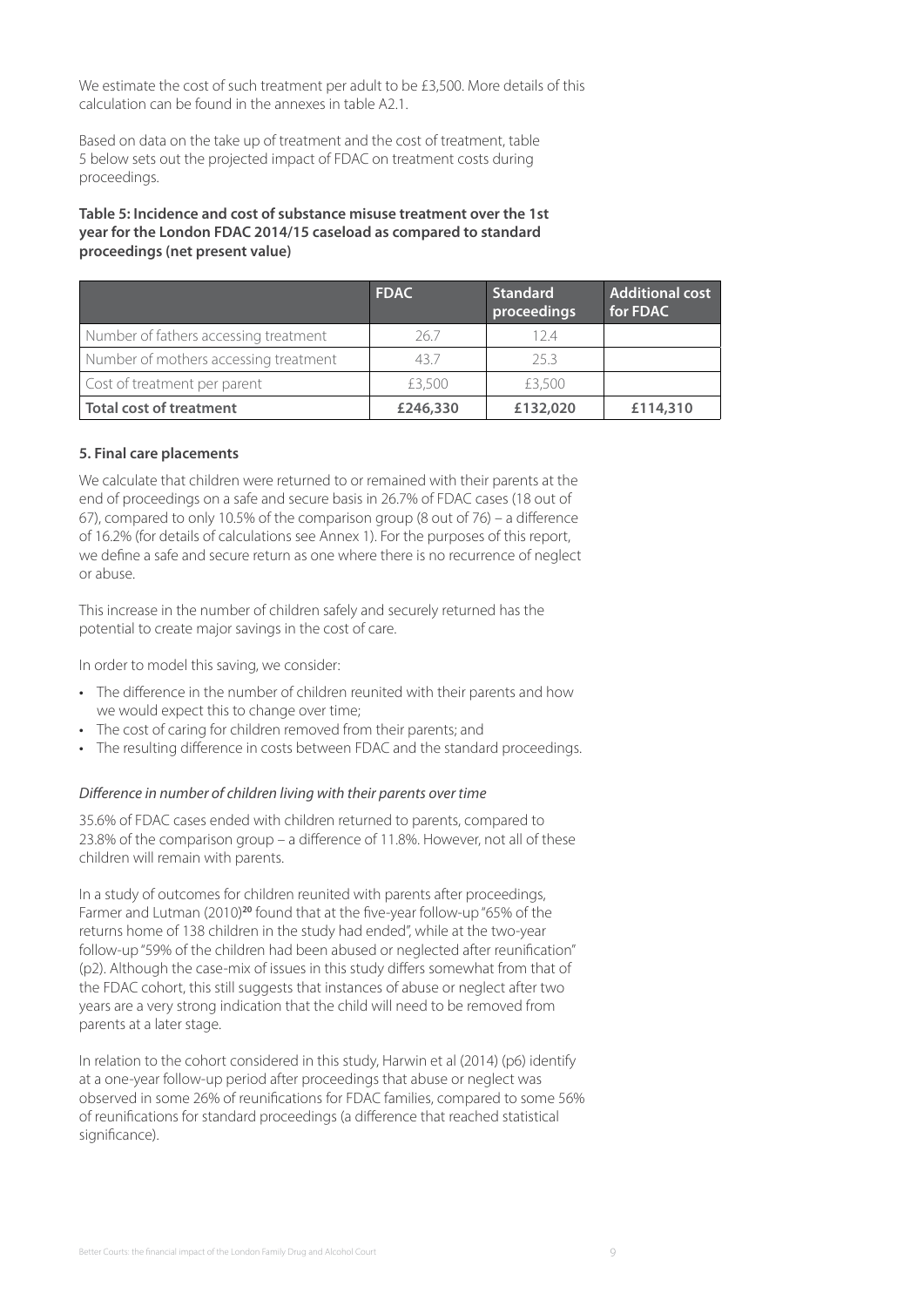We estimate the cost of such treatment per adult to be £3,500. More details of this calculation can be found in the annexes in table A2.1.

Based on data on the take up of treatment and the cost of treatment, table 5 below sets out the projected impact of FDAC on treatment costs during proceedings.

**Table 5: Incidence and cost of substance misuse treatment over the 1st year for the London FDAC 2014/15 caseload as compared to standard proceedings (net present value)**

| | FDAC | Standard proceedings | Additional cost for FDAC |
|---|---|---|---|
| Number of fathers accessing treatment | 26.7 | 12.4 | |
| Number of mothers accessing treatment | 43.7 | 25.3 | |
| Cost of treatment per parent | £3,500 | £3,500 | |
| **Total cost of treatment** | **£246,330** | **£132,020** | **£114,310** |

**5. Final care placements**

We calculate that children were returned to or remained with their parents at the end of proceedings on a safe and secure basis in 26.7% of FDAC cases (18 out of 67), compared to only 10.5% of the comparison group (8 out of 76) – a difference of 16.2% (for details of calculations see Annex 1). For the purposes of this report, we define a safe and secure return as one where there is no recurrence of neglect or abuse.

This increase in the number of children safely and securely returned has the potential to create major savings in the cost of care.

In order to model this saving, we consider:

- The difference in the number of children reunited with their parents and how we would expect this to change over time;
- The cost of caring for children removed from their parents; and
- The resulting difference in costs between FDAC and the standard proceedings.

*Difference in number of children living with their parents over time*

35.6% of FDAC cases ended with children returned to parents, compared to 23.8% of the comparison group – a difference of 11.8%. However, not all of these children will remain with parents.

In a study of outcomes for children reunited with parents after proceedings, Farmer and Lutman (2010)[20] found that at the five-year follow-up "65% of the returns home of 138 children in the study had ended", while at the two-year follow-up "59% of the children had been abused or neglected after reunification" (p2). Although the case-mix of issues in this study differs somewhat from that of the FDAC cohort, this still suggests that instances of abuse or neglect after two years are a very strong indication that the child will need to be removed from parents at a later stage.

In relation to the cohort considered in this study, Harwin et al (2014) (p6) identify at a one-year follow-up period after proceedings that abuse or neglect was observed in some 26% of reunifications for FDAC families, compared to some 56% of reunifications for standard proceedings (a difference that reached statistical significance).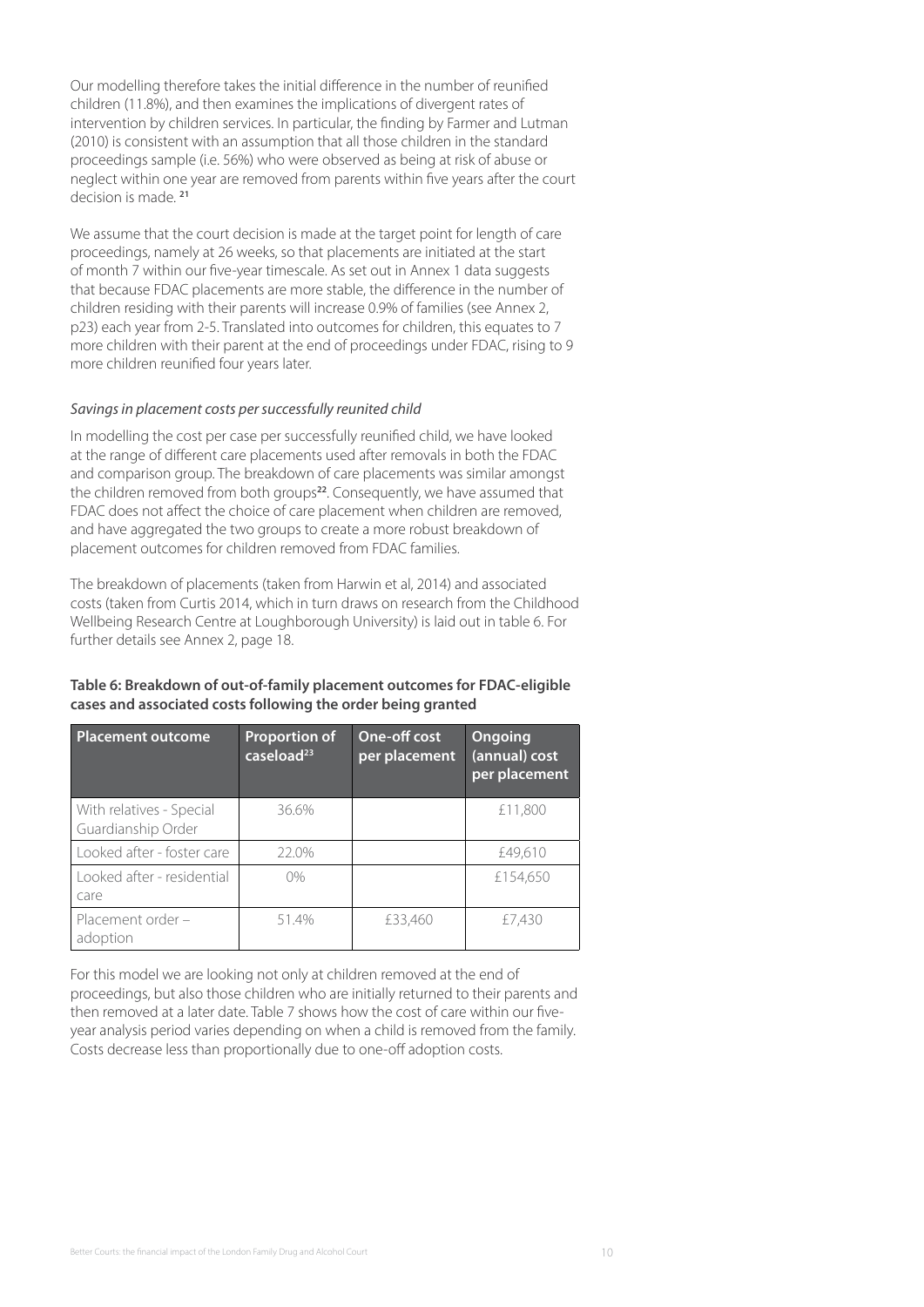Our modelling therefore takes the initial difference in the number of reunified children (11.8%), and then examines the implications of divergent rates of intervention by children services. In particular, the finding by Farmer and Lutman (2010) is consistent with an assumption that all those children in the standard proceedings sample (i.e. 56%) who were observed as being at risk of abuse or neglect within one year are removed from parents within five years after the court decision is made. [21]

We assume that the court decision is made at the target point for length of care proceedings, namely at 26 weeks, so that placements are initiated at the start of month 7 within our five-year timescale. As set out in Annex 1 data suggests that because FDAC placements are more stable, the difference in the number of children residing with their parents will increase 0.9% of families (see Annex 2, p23) each year from 2-5. Translated into outcomes for children, this equates to 7 more children with their parent at the end of proceedings under FDAC, rising to 9 more children reunified four years later.

*Savings in placement costs per successfully reunited child*

In modelling the cost per case per successfully reunified child, we have looked at the range of different care placements used after removals in both the FDAC and comparison group. The breakdown of care placements was similar amongst the children removed from both groups[22]. Consequently, we have assumed that FDAC does not affect the choice of care placement when children are removed, and have aggregated the two groups to create a more robust breakdown of placement outcomes for children removed from FDAC families.

The breakdown of placements (taken from Harwin et al, 2014) and associated costs (taken from Curtis 2014, which in turn draws on research from the Childhood Wellbeing Research Centre at Loughborough University) is laid out in table 6. For further details see Annex 2, page 18.

**Table 6: Breakdown of out-of-family placement outcomes for FDAC-eligible cases and associated costs following the order being granted**

| Placement outcome | Proportion of caseload[23] | One-off cost per placement | Ongoing (annual) cost per placement |
|---|---|---|---|
| With relatives - Special Guardianship Order | 36.6% | | £11,800 |
| Looked after - foster care | 22.0% | | £49,610 |
| Looked after - residential care | 0% | | £154,650 |
| Placement order – adoption | 51.4% | £33,460 | £7,430 |

For this model we are looking not only at children removed at the end of proceedings, but also those children who are initially returned to their parents and then removed at a later date. Table 7 shows how the cost of care within our five-year analysis period varies depending on when a child is removed from the family. Costs decrease less than proportionally due to one-off adoption costs.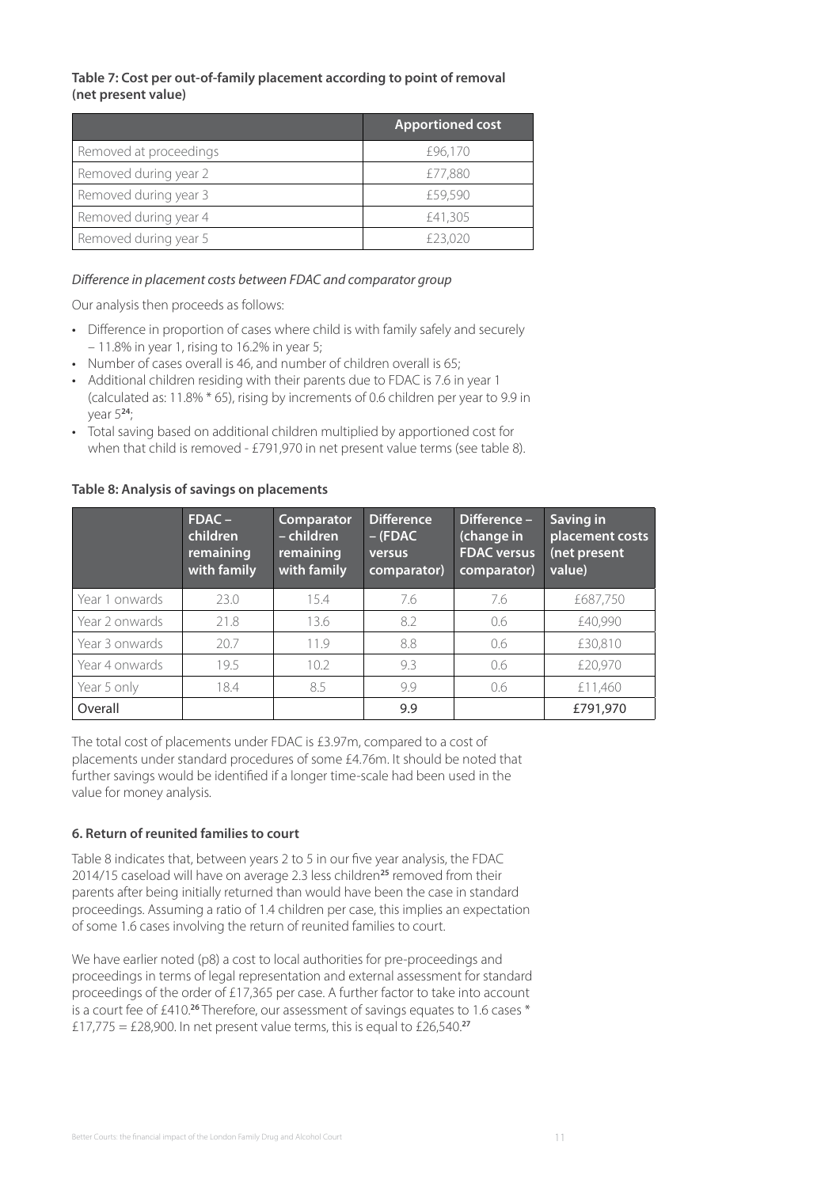**Table 7: Cost per out-of-family placement according to point of removal (net present value)**

| | Apportioned cost |
|---|---|
| Removed at proceedings | £96,170 |
| Removed during year 2 | £77,880 |
| Removed during year 3 | £59,590 |
| Removed during year 4 | £41,305 |
| Removed during year 5 | £23,020 |

*Difference in placement costs between FDAC and comparator group*

Our analysis then proceeds as follows:

- Difference in proportion of cases where child is with family safely and securely – 11.8% in year 1, rising to 16.2% in year 5;
- Number of cases overall is 46, and number of children overall is 65;
- Additional children residing with their parents due to FDAC is 7.6 in year 1 (calculated as: 11.8% * 65), rising by increments of 0.6 children per year to 9.9 in year 5[24];
- Total saving based on additional children multiplied by apportioned cost for when that child is removed - £791,970 in net present value terms (see table 8).

**Table 8: Analysis of savings on placements**

| | FDAC – children remaining with family | Comparator – children remaining with family | Difference – (FDAC versus comparator) | Difference – (change in FDAC versus comparator) | Saving in placement costs (net present value) |
|---|---|---|---|---|---|
| Year 1 onwards | 23.0 | 15.4 | 7.6 | 7.6 | £687,750 |
| Year 2 onwards | 21.8 | 13.6 | 8.2 | 0.6 | £40,990 |
| Year 3 onwards | 20.7 | 11.9 | 8.8 | 0.6 | £30,810 |
| Year 4 onwards | 19.5 | 10.2 | 9.3 | 0.6 | £20,970 |
| Year 5 only | 18.4 | 8.5 | 9.9 | 0.6 | £11,460 |
| Overall | | | 9.9 | | £791,970 |

The total cost of placements under FDAC is £3.97m, compared to a cost of placements under standard procedures of some £4.76m. It should be noted that further savings would be identified if a longer time-scale had been used in the value for money analysis.

**6. Return of reunited families to court**

Table 8 indicates that, between years 2 to 5 in our five year analysis, the FDAC 2014/15 caseload will have on average 2.3 less children[25] removed from their parents after being initially returned than would have been the case in standard proceedings. Assuming a ratio of 1.4 children per case, this implies an expectation of some 1.6 cases involving the return of reunited families to court.

We have earlier noted (p8) a cost to local authorities for pre-proceedings and proceedings in terms of legal representation and external assessment for standard proceedings of the order of £17,365 per case. A further factor to take into account is a court fee of £410.[26] Therefore, our assessment of savings equates to 1.6 cases * £17,775 = £28,900. In net present value terms, this is equal to £26,540.[27]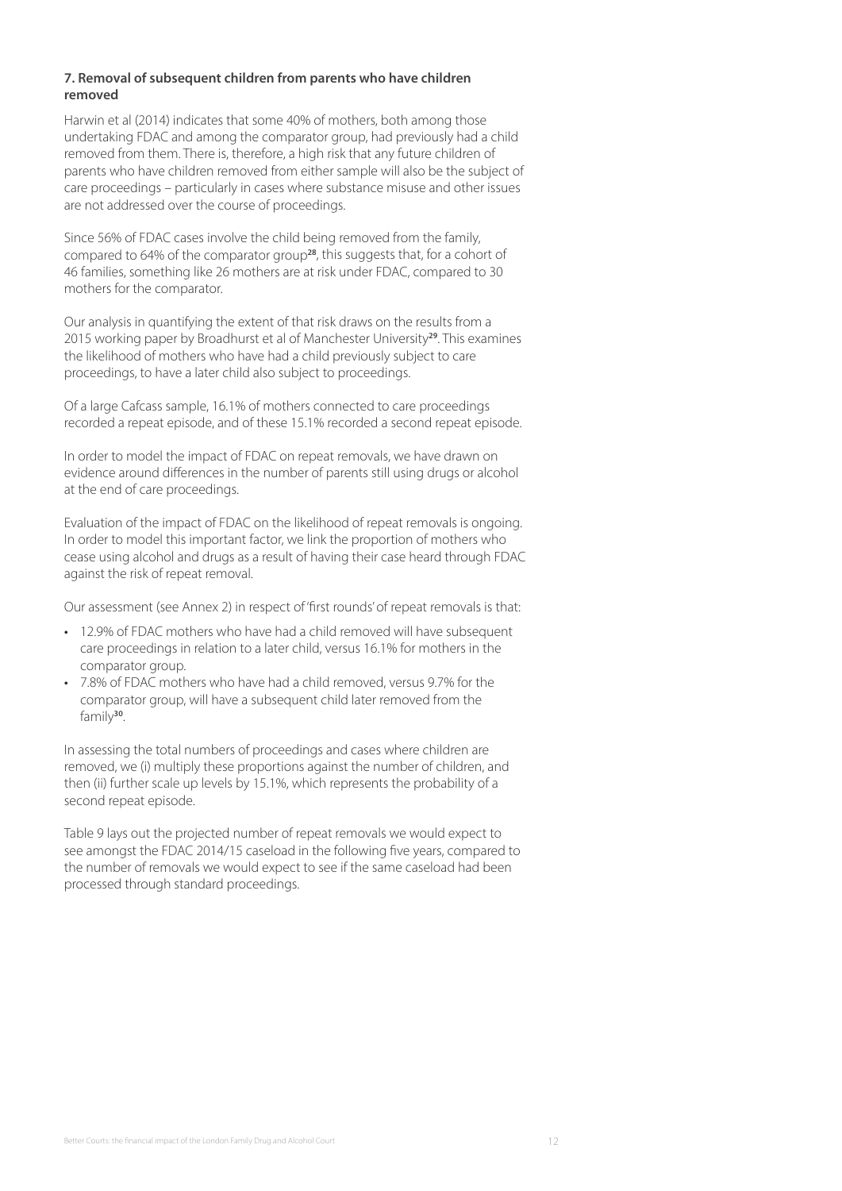### 7. Removal of subsequent children from parents who have children removed

Harwin et al (2014) indicates that some 40% of mothers, both among those undertaking FDAC and among the comparator group, had previously had a child removed from them. There is, therefore, a high risk that any future children of parents who have children removed from either sample will also be the subject of care proceedings – particularly in cases where substance misuse and other issues are not addressed over the course of proceedings.

Since 56% of FDAC cases involve the child being removed from the family, compared to 64% of the comparator group[28], this suggests that, for a cohort of 46 families, something like 26 mothers are at risk under FDAC, compared to 30 mothers for the comparator.

Our analysis in quantifying the extent of that risk draws on the results from a 2015 working paper by Broadhurst et al of Manchester University[29]. This examines the likelihood of mothers who have had a child previously subject to care proceedings, to have a later child also subject to proceedings.

Of a large Cafcass sample, 16.1% of mothers connected to care proceedings recorded a repeat episode, and of these 15.1% recorded a second repeat episode.

In order to model the impact of FDAC on repeat removals, we have drawn on evidence around differences in the number of parents still using drugs or alcohol at the end of care proceedings.

Evaluation of the impact of FDAC on the likelihood of repeat removals is ongoing. In order to model this important factor, we link the proportion of mothers who cease using alcohol and drugs as a result of having their case heard through FDAC against the risk of repeat removal.

Our assessment (see Annex 2) in respect of 'first rounds' of repeat removals is that:

- 12.9% of FDAC mothers who have had a child removed will have subsequent care proceedings in relation to a later child, versus 16.1% for mothers in the comparator group.
- 7.8% of FDAC mothers who have had a child removed, versus 9.7% for the comparator group, will have a subsequent child later removed from the family[30].

In assessing the total numbers of proceedings and cases where children are removed, we (i) multiply these proportions against the number of children, and then (ii) further scale up levels by 15.1%, which represents the probability of a second repeat episode.

Table 9 lays out the projected number of repeat removals we would expect to see amongst the FDAC 2014/15 caseload in the following five years, compared to the number of removals we would expect to see if the same caseload had been processed through standard proceedings.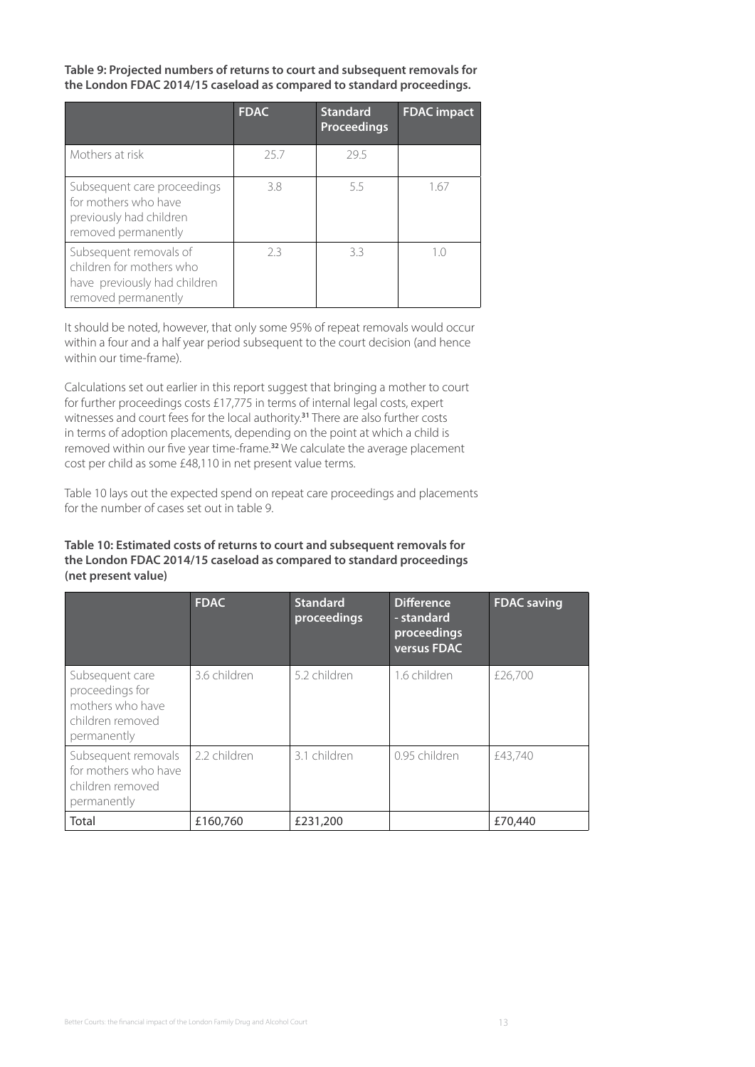**Table 9: Projected numbers of returns to court and subsequent removals for the London FDAC 2014/15 caseload as compared to standard proceedings.**

| | FDAC | Standard Proceedings | FDAC impact |
|---|---|---|---|
| Mothers at risk | 25.7 | 29.5 | |
| Subsequent care proceedings for mothers who have previously had children removed permanently | 3.8 | 5.5 | 1.67 |
| Subsequent removals of children for mothers who have previously had children removed permanently | 2.3 | 3.3 | 1.0 |

It should be noted, however, that only some 95% of repeat removals would occur within a four and a half year period subsequent to the court decision (and hence within our time-frame).

Calculations set out earlier in this report suggest that bringing a mother to court for further proceedings costs £17,775 in terms of internal legal costs, expert witnesses and court fees for the local authority.[31] There are also further costs in terms of adoption placements, depending on the point at which a child is removed within our five year time-frame.[32] We calculate the average placement cost per child as some £48,110 in net present value terms.

Table 10 lays out the expected spend on repeat care proceedings and placements for the number of cases set out in table 9.

**Table 10: Estimated costs of returns to court and subsequent removals for the London FDAC 2014/15 caseload as compared to standard proceedings (net present value)**

| | FDAC | Standard proceedings | Difference - standard proceedings versus FDAC | FDAC saving |
|---|---|---|---|---|
| Subsequent care proceedings for mothers who have children removed permanently | 3.6 children | 5.2 children | 1.6 children | £26,700 |
| Subsequent removals for mothers who have children removed permanently | 2.2 children | 3.1 children | 0.95 children | £43,740 |
| Total | £160,760 | £231,200 | | £70,440 |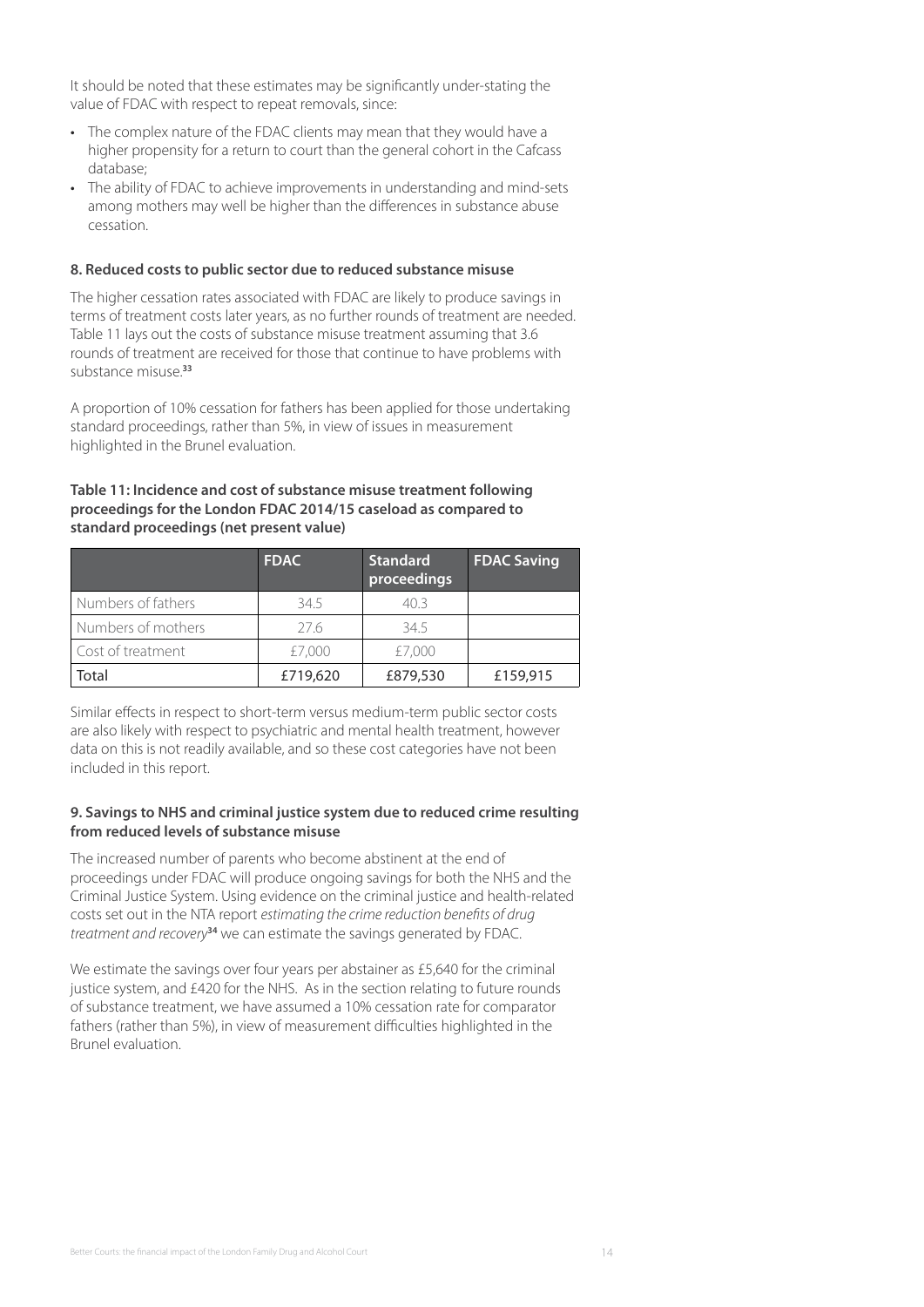It should be noted that these estimates may be significantly under-stating the value of FDAC with respect to repeat removals, since:

- The complex nature of the FDAC clients may mean that they would have a higher propensity for a return to court than the general cohort in the Cafcass database;
- The ability of FDAC to achieve improvements in understanding and mind-sets among mothers may well be higher than the differences in substance abuse cessation.

**8. Reduced costs to public sector due to reduced substance misuse**

The higher cessation rates associated with FDAC are likely to produce savings in terms of treatment costs later years, as no further rounds of treatment are needed. Table 11 lays out the costs of substance misuse treatment assuming that 3.6 rounds of treatment are received for those that continue to have problems with substance misuse.[33]

A proportion of 10% cessation for fathers has been applied for those undertaking standard proceedings, rather than 5%, in view of issues in measurement highlighted in the Brunel evaluation.

**Table 11: Incidence and cost of substance misuse treatment following proceedings for the London FDAC 2014/15 caseload as compared to standard proceedings (net present value)**

| | FDAC | Standard proceedings | FDAC Saving |
|---|---|---|---|
| Numbers of fathers | 34.5 | 40.3 | |
| Numbers of mothers | 27.6 | 34.5 | |
| Cost of treatment | £7,000 | £7,000 | |
| Total | £719,620 | £879,530 | £159,915 |

Similar effects in respect to short-term versus medium-term public sector costs are also likely with respect to psychiatric and mental health treatment, however data on this is not readily available, and so these cost categories have not been included in this report.

**9. Savings to NHS and criminal justice system due to reduced crime resulting from reduced levels of substance misuse**

The increased number of parents who become abstinent at the end of proceedings under FDAC will produce ongoing savings for both the NHS and the Criminal Justice System. Using evidence on the criminal justice and health-related costs set out in the NTA report *estimating the crime reduction benefits of drug treatment and recovery*[34] we can estimate the savings generated by FDAC.

We estimate the savings over four years per abstainer as £5,640 for the criminal justice system, and £420 for the NHS. As in the section relating to future rounds of substance treatment, we have assumed a 10% cessation rate for comparator fathers (rather than 5%), in view of measurement difficulties highlighted in the Brunel evaluation.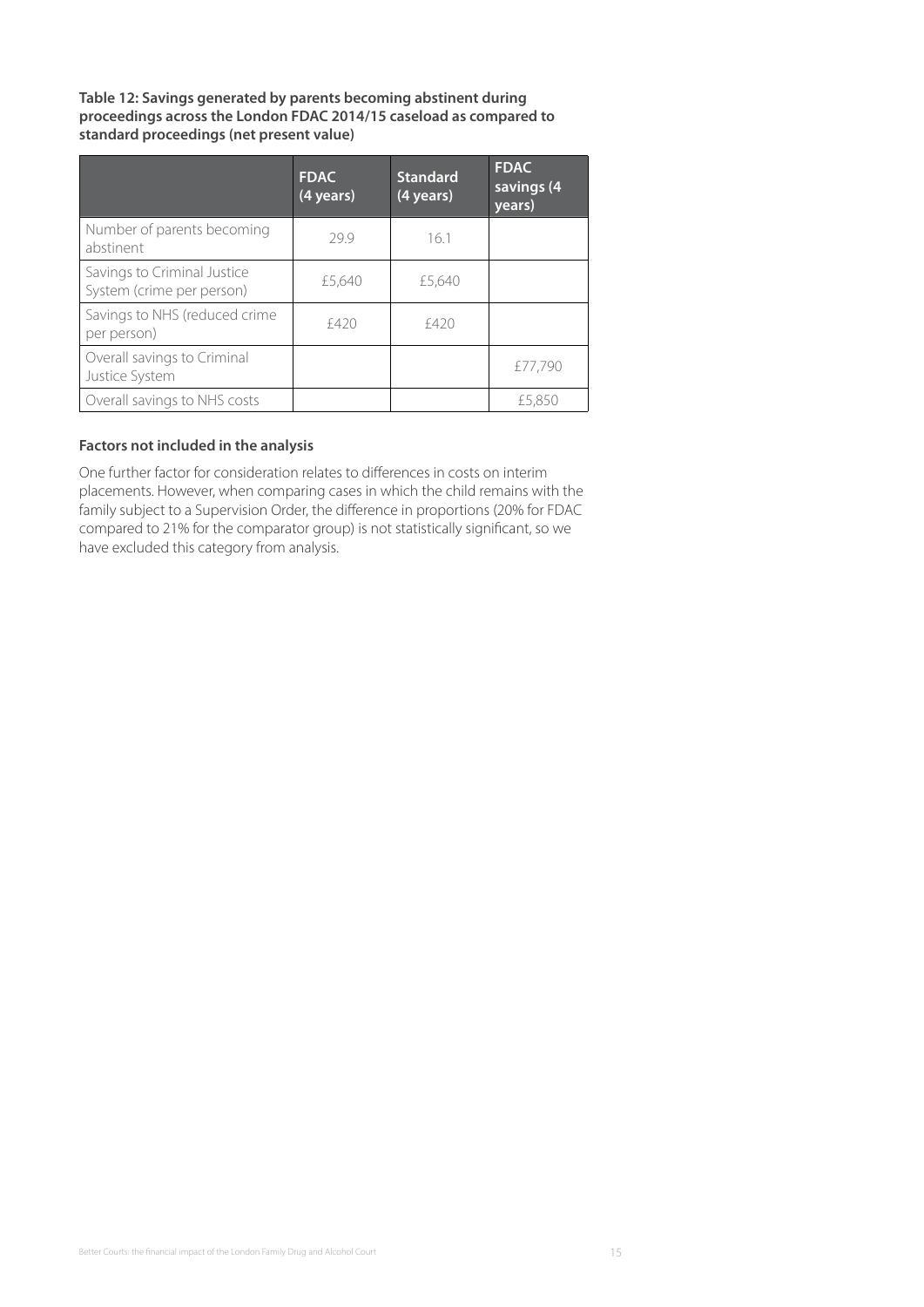**Table 12: Savings generated by parents becoming abstinent during proceedings across the London FDAC 2014/15 caseload as compared to standard proceedings (net present value)**

| | FDAC (4 years) | Standard (4 years) | FDAC savings (4 years) |
|---|---|---|---|
| Number of parents becoming abstinent | 29.9 | 16.1 | |
| Savings to Criminal Justice System (crime per person) | £5,640 | £5,640 | |
| Savings to NHS (reduced crime per person) | £420 | £420 | |
| Overall savings to Criminal Justice System | | | £77,790 |
| Overall savings to NHS costs | | | £5,850 |

**Factors not included in the analysis**

One further factor for consideration relates to differences in costs on interim placements. However, when comparing cases in which the child remains with the family subject to a Supervision Order, the difference in proportions (20% for FDAC compared to 21% for the comparator group) is not statistically significant, so we have excluded this category from analysis.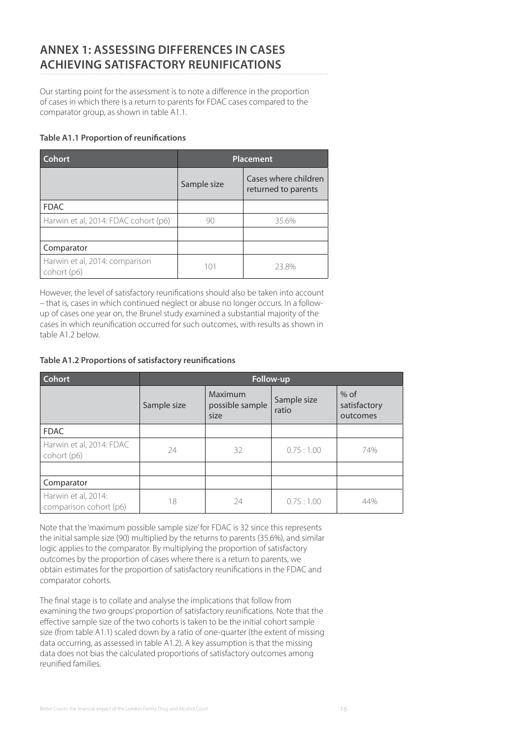## ANNEX 1: ASSESSING DIFFERENCES IN CASES ACHIEVING SATISFACTORY REUNIFICATIONS

Our starting point for the assessment is to note a difference in the proportion of cases in which there is a return to parents for FDAC cases compared to the comparator group, as shown in table A1.1.

**Table A1.1 Proportion of reunifications**

| Cohort | Placement | |
|---|---|---|
| | Sample size | Cases where children returned to parents |
| FDAC | | |
| Harwin et al, 2014: FDAC cohort (p6) | 90 | 35.6% |
| | | |
| Comparator | | |
| Harwin et al, 2014: comparison cohort (p6) | 101 | 23.8% |

However, the level of satisfactory reunifications should also be taken into account – that is, cases in which continued neglect or abuse no longer occurs. In a follow-up of cases one year on, the Brunel study examined a substantial majority of the cases in which reunification occurred for such outcomes, with results as shown in table A1.2 below.

**Table A1.2 Proportions of satisfactory reunifications**

| Cohort | Follow-up | | | |
|---|---|---|---|---|
| | Sample size | Maximum possible sample size | Sample size ratio | % of satisfactory outcomes |
| FDAC | | | | |
| Harwin et al, 2014: FDAC cohort (p6) | 24 | 32 | 0.75 : 1.00 | 74% |
| | | | | |
| Comparator | | | | |
| Harwin et al, 2014: comparison cohort (p6) | 18 | 24 | 0.75 : 1.00 | 44% |

Note that the 'maximum possible sample size' for FDAC is 32 since this represents the initial sample size (90) multiplied by the returns to parents (35.6%), and similar logic applies to the comparator. By multiplying the proportion of satisfactory outcomes by the proportion of cases where there is a return to parents, we obtain estimates for the proportion of satisfactory reunifications in the FDAC and comparator cohorts.

The final stage is to collate and analyse the implications that follow from examining the two groups' proportion of satisfactory reunifications. Note that the effective sample size of the two cohorts is taken to be the initial cohort sample size (from table A1.1) scaled down by a ratio of one-quarter (the extent of missing data occurring, as assessed in table A1.2). A key assumption is that the missing data does not bias the calculated proportions of satisfactory outcomes among reunified families.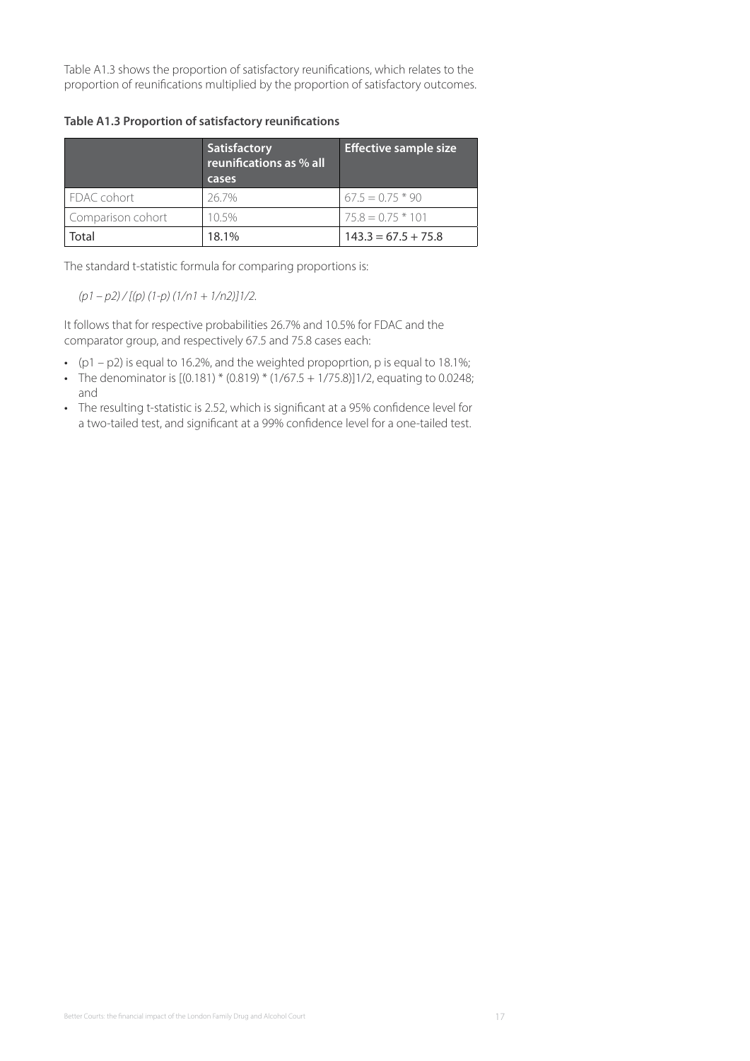Table A1.3 shows the proportion of satisfactory reunifications, which relates to the proportion of reunifications multiplied by the proportion of satisfactory outcomes.

**Table A1.3 Proportion of satisfactory reunifications**

| | Satisfactory reunifications as % all cases | Effective sample size |
|---|---|---|
| FDAC cohort | 26.7% | 67.5 = 0.75 * 90 |
| Comparison cohort | 10.5% | 75.8 = 0.75 * 101 |
| Total | 18.1% | 143.3 = 67.5 + 75.8 |

The standard t-statistic formula for comparing proportions is:

*(p1 – p2) / [(p) (1-p) (1/n1 + 1/n2)]1/2.*

It follows that for respective probabilities 26.7% and 10.5% for FDAC and the comparator group, and respectively 67.5 and 75.8 cases each:

- (p1 – p2) is equal to 16.2%, and the weighted propoprtion, p is equal to 18.1%;
- The denominator is [(0.181) * (0.819) * (1/67.5 + 1/75.8)]1/2, equating to 0.0248; and
- The resulting t-statistic is 2.52, which is significant at a 95% confidence level for a two-tailed test, and significant at a 99% confidence level for a one-tailed test.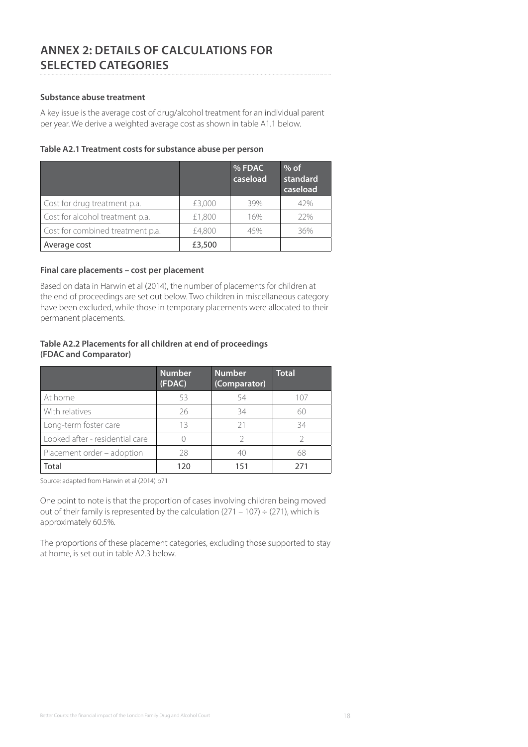## ANNEX 2: DETAILS OF CALCULATIONS FOR SELECTED CATEGORIES

**Substance abuse treatment**

A key issue is the average cost of drug/alcohol treatment for an individual parent per year. We derive a weighted average cost as shown in table A1.1 below.

**Table A2.1 Treatment costs for substance abuse per person**

| | | % FDAC caseload | % of standard caseload |
|---|---|---|---|
| Cost for drug treatment p.a. | £3,000 | 39% | 42% |
| Cost for alcohol treatment p.a. | £1,800 | 16% | 22% |
| Cost for combined treatment p.a. | £4,800 | 45% | 36% |
| **Average cost** | **£3,500** | | |

**Final care placements – cost per placement**

Based on data in Harwin et al (2014), the number of placements for children at the end of proceedings are set out below. Two children in miscellaneous category have been excluded, while those in temporary placements were allocated to their permanent placements.

**Table A2.2 Placements for all children at end of proceedings (FDAC and Comparator)**

| | Number (FDAC) | Number (Comparator) | Total |
|---|---|---|---|
| At home | 53 | 54 | 107 |
| With relatives | 26 | 34 | 60 |
| Long-term foster care | 13 | 21 | 34 |
| Looked after - residential care | 0 | 2 | 2 |
| Placement order – adoption | 28 | 40 | 68 |
| **Total** | **120** | **151** | **271** |

Source: adapted from Harwin et al (2014) p71

One point to note is that the proportion of cases involving children being moved out of their family is represented by the calculation (271 – 107) ÷ (271), which is approximately 60.5%.

The proportions of these placement categories, excluding those supported to stay at home, is set out in table A2.3 below.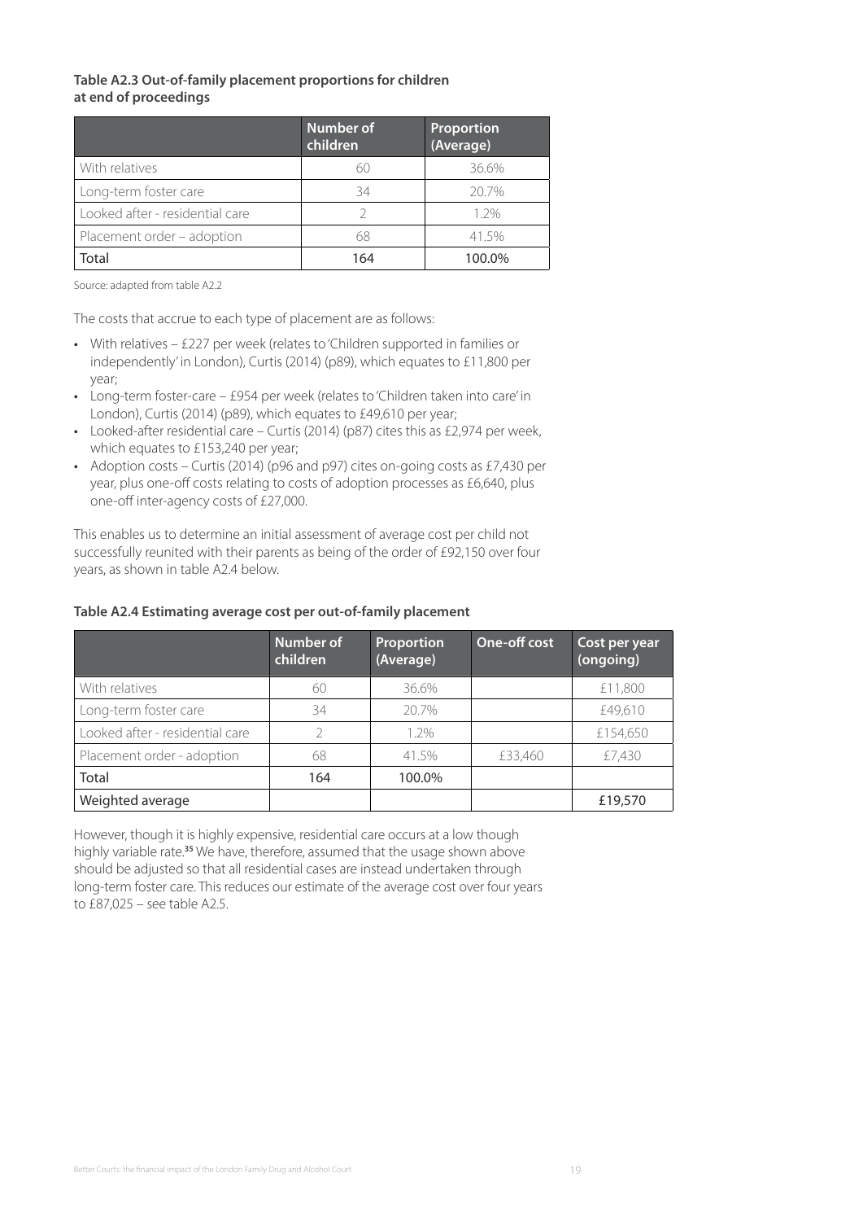**Table A2.3 Out-of-family placement proportions for children at end of proceedings**

| | Number of children | Proportion (Average) |
|---|---|---|
| With relatives | 60 | 36.6% |
| Long-term foster care | 34 | 20.7% |
| Looked after - residential care | 2 | 1.2% |
| Placement order – adoption | 68 | 41.5% |
| Total | 164 | 100.0% |

Source: adapted from table A2.2

The costs that accrue to each type of placement are as follows:

- With relatives – £227 per week (relates to 'Children supported in families or independently' in London), Curtis (2014) (p89), which equates to £11,800 per year;
- Long-term foster-care – £954 per week (relates to 'Children taken into care' in London), Curtis (2014) (p89), which equates to £49,610 per year;
- Looked-after residential care – Curtis (2014) (p87) cites this as £2,974 per week, which equates to £153,240 per year;
- Adoption costs – Curtis (2014) (p96 and p97) cites on-going costs as £7,430 per year, plus one-off costs relating to costs of adoption processes as £6,640, plus one-off inter-agency costs of £27,000.

This enables us to determine an initial assessment of average cost per child not successfully reunited with their parents as being of the order of £92,150 over four years, as shown in table A2.4 below.

**Table A2.4 Estimating average cost per out-of-family placement**

| | Number of children | Proportion (Average) | One-off cost | Cost per year (ongoing) |
|---|---|---|---|---|
| With relatives | 60 | 36.6% | | £11,800 |
| Long-term foster care | 34 | 20.7% | | £49,610 |
| Looked after - residential care | 2 | 1.2% | | £154,650 |
| Placement order - adoption | 68 | 41.5% | £33,460 | £7,430 |
| Total | 164 | 100.0% | | |
| Weighted average | | | | £19,570 |

However, though it is highly expensive, residential care occurs at a low though highly variable rate.[35] We have, therefore, assumed that the usage shown above should be adjusted so that all residential cases are instead undertaken through long-term foster care. This reduces our estimate of the average cost over four years to £87,025 – see table A2.5.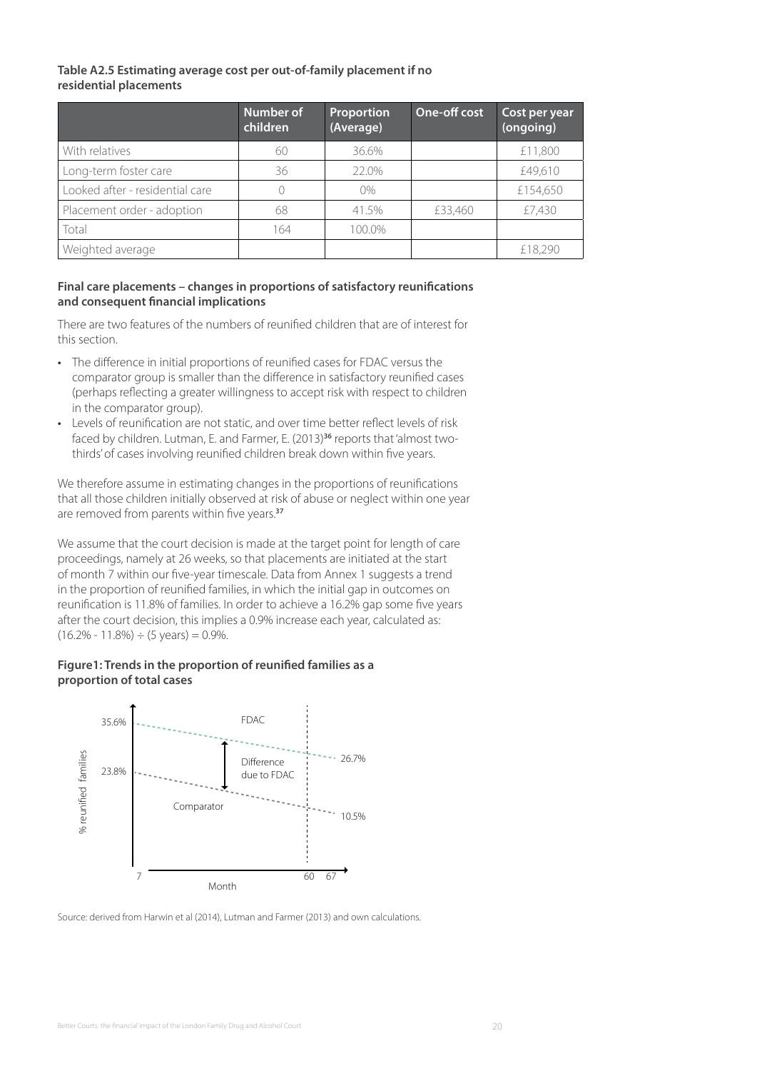**Table A2.5 Estimating average cost per out-of-family placement if no residential placements**

| | Number of children | Proportion (Average) | One-off cost | Cost per year (ongoing) |
|---|---|---|---|---|
| With relatives | 60 | 36.6% | | £11,800 |
| Long-term foster care | 36 | 22.0% | | £49,610 |
| Looked after - residential care | 0 | 0% | | £154,650 |
| Placement order - adoption | 68 | 41.5% | £33,460 | £7,430 |
| Total | 164 | 100.0% | | |
| Weighted average | | | | £18,290 |

**Final care placements – changes in proportions of satisfactory reunifications and consequent financial implications**

There are two features of the numbers of reunified children that are of interest for this section.

- The difference in initial proportions of reunified cases for FDAC versus the comparator group is smaller than the difference in satisfactory reunified cases (perhaps reflecting a greater willingness to accept risk with respect to children in the comparator group).
- Levels of reunification are not static, and over time better reflect levels of risk faced by children. Lutman, E. and Farmer, E. (2013)[36] reports that 'almost two-thirds' of cases involving reunified children break down within five years.

We therefore assume in estimating changes in the proportions of reunifications that all those children initially observed at risk of abuse or neglect within one year are removed from parents within five years.[37]

We assume that the court decision is made at the target point for length of care proceedings, namely at 26 weeks, so that placements are initiated at the start of month 7 within our five-year timescale. Data from Annex 1 suggests a trend in the proportion of reunified families, in which the initial gap in outcomes on reunification is 11.8% of families. In order to achieve a 16.2% gap some five years after the court decision, this implies a 0.9% increase each year, calculated as: (16.2% - 11.8%) ÷ (5 years) = 0.9%.

**Figure1: Trends in the proportion of reunified families as a proportion of total cases**

Source: derived from Harwin et al (2014), Lutman and Farmer (2013) and own calculations.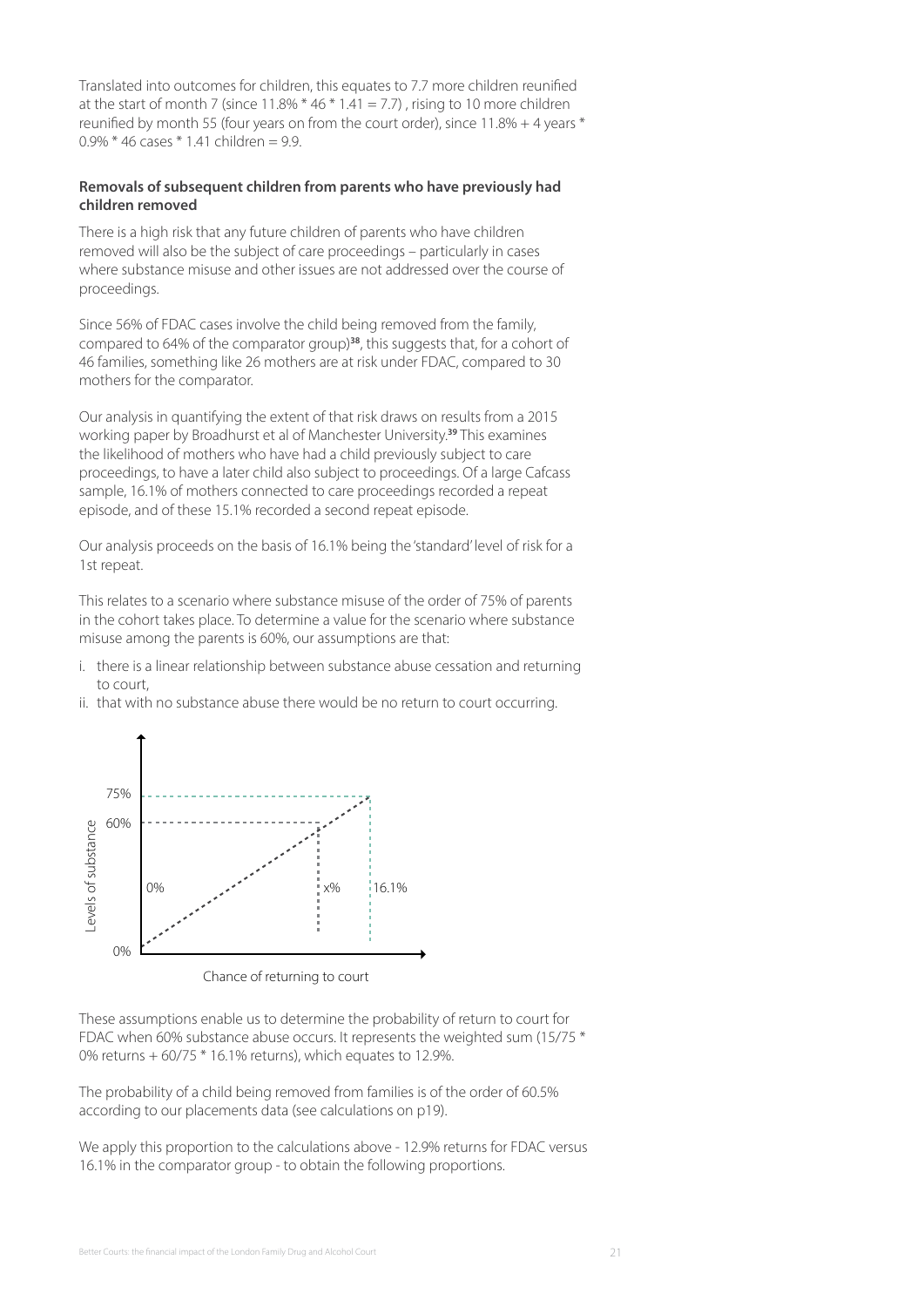Translated into outcomes for children, this equates to 7.7 more children reunified at the start of month 7 (since 11.8% * 46 * 1.41 = 7.7) , rising to 10 more children reunified by month 55 (four years on from the court order), since 11.8% + 4 years * 0.9% * 46 cases * 1.41 children = 9.9.

**Removals of subsequent children from parents who have previously had children removed**

There is a high risk that any future children of parents who have children removed will also be the subject of care proceedings – particularly in cases where substance misuse and other issues are not addressed over the course of proceedings.

Since 56% of FDAC cases involve the child being removed from the family, compared to 64% of the comparator group)[38], this suggests that, for a cohort of 46 families, something like 26 mothers are at risk under FDAC, compared to 30 mothers for the comparator.

Our analysis in quantifying the extent of that risk draws on results from a 2015 working paper by Broadhurst et al of Manchester University.[39] This examines the likelihood of mothers who have had a child previously subject to care proceedings, to have a later child also subject to proceedings. Of a large Cafcass sample, 16.1% of mothers connected to care proceedings recorded a repeat episode, and of these 15.1% recorded a second repeat episode.

Our analysis proceeds on the basis of 16.1% being the 'standard' level of risk for a 1st repeat.

This relates to a scenario where substance misuse of the order of 75% of parents in the cohort takes place. To determine a value for the scenario where substance misuse among the parents is 60%, our assumptions are that:

i. there is a linear relationship between substance abuse cessation and returning to court,
ii. that with no substance abuse there would be no return to court occurring.

Levels of substance: 75%, 60%, 0%

0% x% 16.1%

Chance of returning to court

These assumptions enable us to determine the probability of return to court for FDAC when 60% substance abuse occurs. It represents the weighted sum (15/75 * 0% returns + 60/75 * 16.1% returns), which equates to 12.9%.

The probability of a child being removed from families is of the order of 60.5% according to our placements data (see calculations on p19).

We apply this proportion to the calculations above - 12.9% returns for FDAC versus 16.1% in the comparator group - to obtain the following proportions.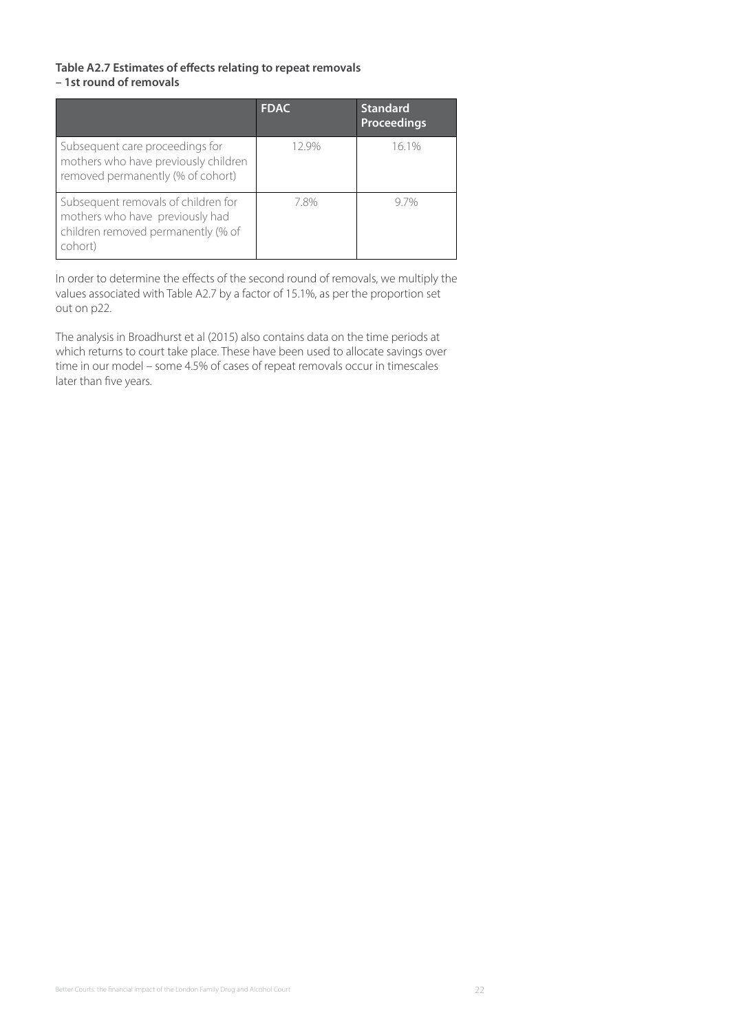**Table A2.7 Estimates of effects relating to repeat removals – 1st round of removals**

| | FDAC | Standard Proceedings |
|---|---|---|
| Subsequent care proceedings for mothers who have previously children removed permanently (% of cohort) | 12.9% | 16.1% |
| Subsequent removals of children for mothers who have previously had children removed permanently (% of cohort) | 7.8% | 9.7% |

In order to determine the effects of the second round of removals, we multiply the values associated with Table A2.7 by a factor of 15.1%, as per the proportion set out on p22.

The analysis in Broadhurst et al (2015) also contains data on the time periods at which returns to court take place. These have been used to allocate savings over time in our model – some 4.5% of cases of repeat removals occur in timescales later than five years.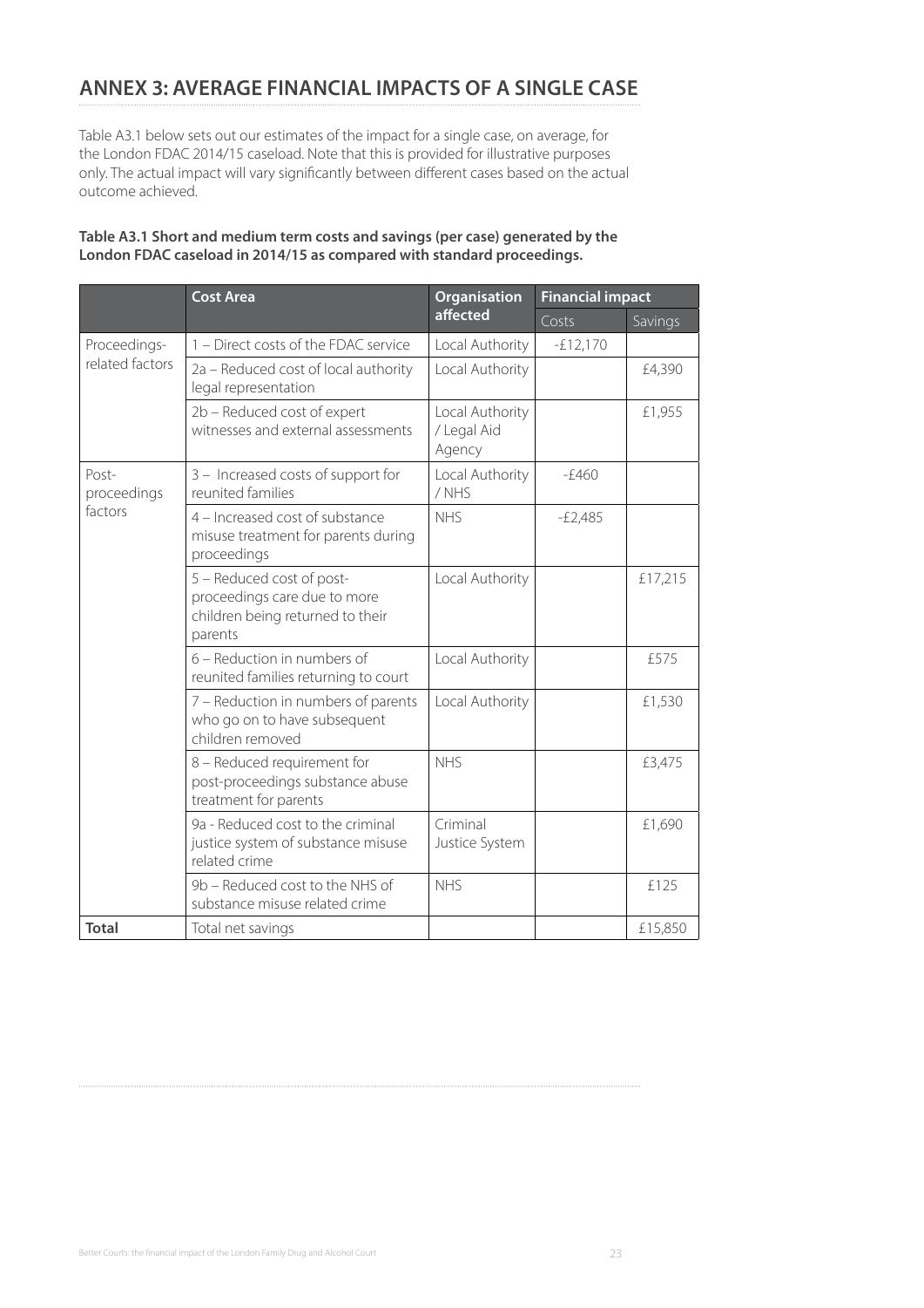## ANNEX 3: AVERAGE FINANCIAL IMPACTS OF A SINGLE CASE

Table A3.1 below sets out our estimates of the impact for a single case, on average, for the London FDAC 2014/15 caseload. Note that this is provided for illustrative purposes only. The actual impact will vary significantly between different cases based on the actual outcome achieved.

**Table A3.1 Short and medium term costs and savings (per case) generated by the London FDAC caseload in 2014/15 as compared with standard proceedings.**

| | Cost Area | Organisation affected | Financial impact | |
|---|---|---|---|---|
| | | | Costs | Savings |
| Proceedings-related factors | 1 – Direct costs of the FDAC service | Local Authority | -£12,170 | |
| | 2a – Reduced cost of local authority legal representation | Local Authority | | £4,390 |
| | 2b – Reduced cost of expert witnesses and external assessments | Local Authority / Legal Aid Agency | | £1,955 |
| Post-proceedings factors | 3 – Increased costs of support for reunited families | Local Authority / NHS | -£460 | |
| | 4 – Increased cost of substance misuse treatment for parents during proceedings | NHS | -£2,485 | |
| | 5 – Reduced cost of post-proceedings care due to more children being returned to their parents | Local Authority | | £17,215 |
| | 6 – Reduction in numbers of reunited families returning to court | Local Authority | | £575 |
| | 7 – Reduction in numbers of parents who go on to have subsequent children removed | Local Authority | | £1,530 |
| | 8 – Reduced requirement for post-proceedings substance abuse treatment for parents | NHS | | £3,475 |
| | 9a - Reduced cost to the criminal justice system of substance misuse related crime | Criminal Justice System | | £1,690 |
| | 9b – Reduced cost to the NHS of substance misuse related crime | NHS | | £125 |
| **Total** | Total net savings | | | £15,850 |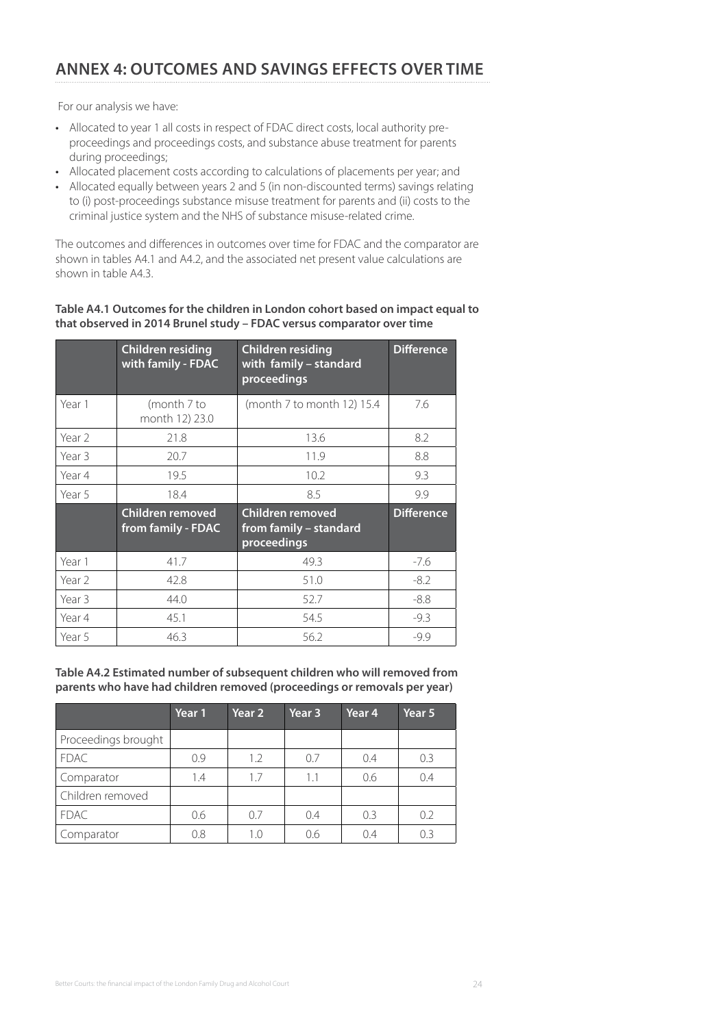## ANNEX 4: OUTCOMES AND SAVINGS EFFECTS OVER TIME

For our analysis we have:

- Allocated to year 1 all costs in respect of FDAC direct costs, local authority pre-proceedings and proceedings costs, and substance abuse treatment for parents during proceedings;
- Allocated placement costs according to calculations of placements per year; and
- Allocated equally between years 2 and 5 (in non-discounted terms) savings relating to (i) post-proceedings substance misuse treatment for parents and (ii) costs to the criminal justice system and the NHS of substance misuse-related crime.

The outcomes and differences in outcomes over time for FDAC and the comparator are shown in tables A4.1 and A4.2, and the associated net present value calculations are shown in table A4.3.

**Table A4.1 Outcomes for the children in London cohort based on impact equal to that observed in 2014 Brunel study – FDAC versus comparator over time**

| | Children residing with family - FDAC | Children residing with family – standard proceedings | Difference |
|---|---|---|---|
| Year 1 | (month 7 to month 12) 23.0 | (month 7 to month 12) 15.4 | 7.6 |
| Year 2 | 21.8 | 13.6 | 8.2 |
| Year 3 | 20.7 | 11.9 | 8.8 |
| Year 4 | 19.5 | 10.2 | 9.3 |
| Year 5 | 18.4 | 8.5 | 9.9 |
| | **Children removed from family - FDAC** | **Children removed from family – standard proceedings** | **Difference** |
| Year 1 | 41.7 | 49.3 | -7.6 |
| Year 2 | 42.8 | 51.0 | -8.2 |
| Year 3 | 44.0 | 52.7 | -8.8 |
| Year 4 | 45.1 | 54.5 | -9.3 |
| Year 5 | 46.3 | 56.2 | -9.9 |

**Table A4.2 Estimated number of subsequent children who will removed from parents who have had children removed (proceedings or removals per year)**

| | Year 1 | Year 2 | Year 3 | Year 4 | Year 5 |
|---|---|---|---|---|---|
| Proceedings brought | | | | | |
| FDAC | 0.9 | 1.2 | 0.7 | 0.4 | 0.3 |
| Comparator | 1.4 | 1.7 | 1.1 | 0.6 | 0.4 |
| Children removed | | | | | |
| FDAC | 0.6 | 0.7 | 0.4 | 0.3 | 0.2 |
| Comparator | 0.8 | 1.0 | 0.6 | 0.4 | 0.3 |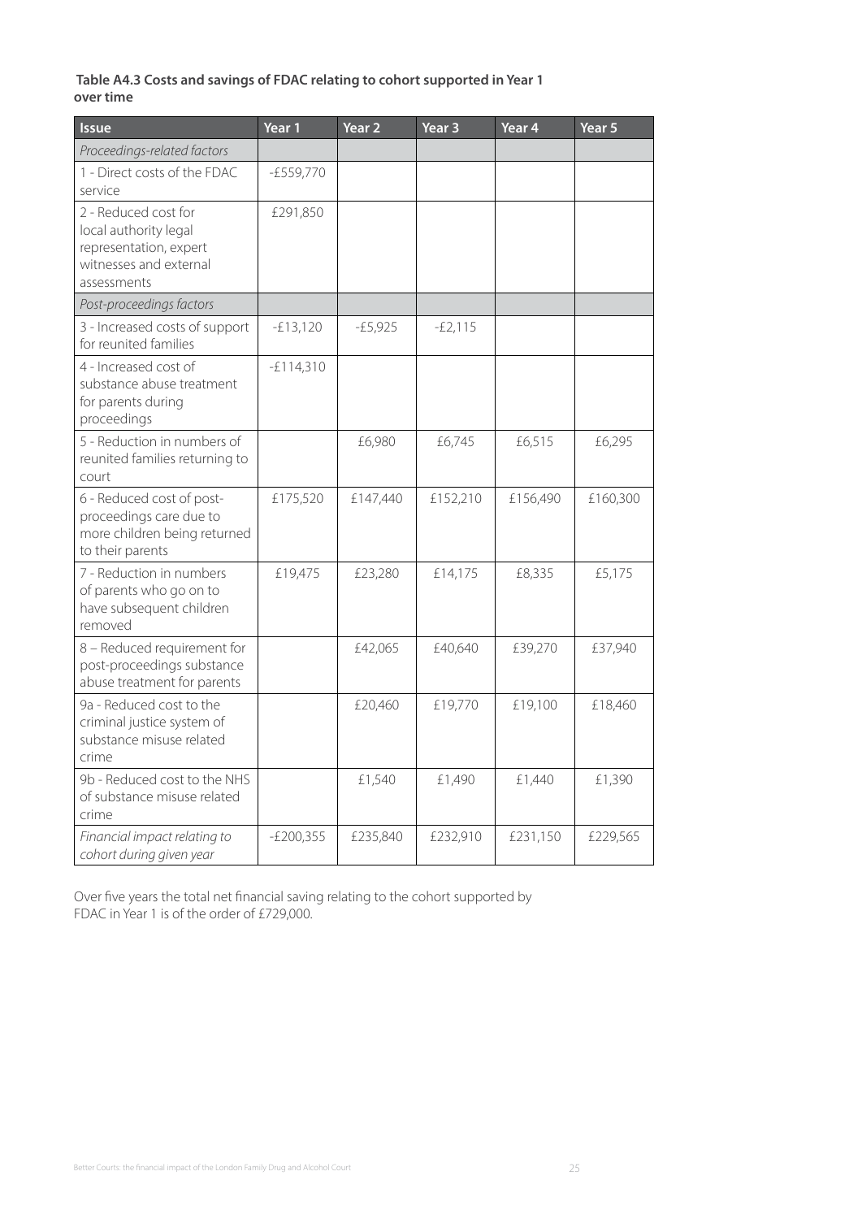**Table A4.3 Costs and savings of FDAC relating to cohort supported in Year 1 over time**

| Issue | Year 1 | Year 2 | Year 3 | Year 4 | Year 5 |
|---|---|---|---|---|---|
| *Proceedings-related factors* | | | | | |
| 1 - Direct costs of the FDAC service | -£559,770 | | | | |
| 2 - Reduced cost for local authority legal representation, expert witnesses and external assessments | £291,850 | | | | |
| *Post-proceedings factors* | | | | | |
| 3 - Increased costs of support for reunited families | -£13,120 | -£5,925 | -£2,115 | | |
| 4 - Increased cost of substance abuse treatment for parents during proceedings | -£114,310 | | | | |
| 5 - Reduction in numbers of reunited families returning to court | | £6,980 | £6,745 | £6,515 | £6,295 |
| 6 - Reduced cost of post-proceedings care due to more children being returned to their parents | £175,520 | £147,440 | £152,210 | £156,490 | £160,300 |
| 7 - Reduction in numbers of parents who go on to have subsequent children removed | £19,475 | £23,280 | £14,175 | £8,335 | £5,175 |
| 8 – Reduced requirement for post-proceedings substance abuse treatment for parents | | £42,065 | £40,640 | £39,270 | £37,940 |
| 9a - Reduced cost to the criminal justice system of substance misuse related crime | | £20,460 | £19,770 | £19,100 | £18,460 |
| 9b - Reduced cost to the NHS of substance misuse related crime | | £1,540 | £1,490 | £1,440 | £1,390 |
| *Financial impact relating to cohort during given year* | -£200,355 | £235,840 | £232,910 | £231,150 | £229,565 |

Over five years the total net financial saving relating to the cohort supported by FDAC in Year 1 is of the order of £729,000.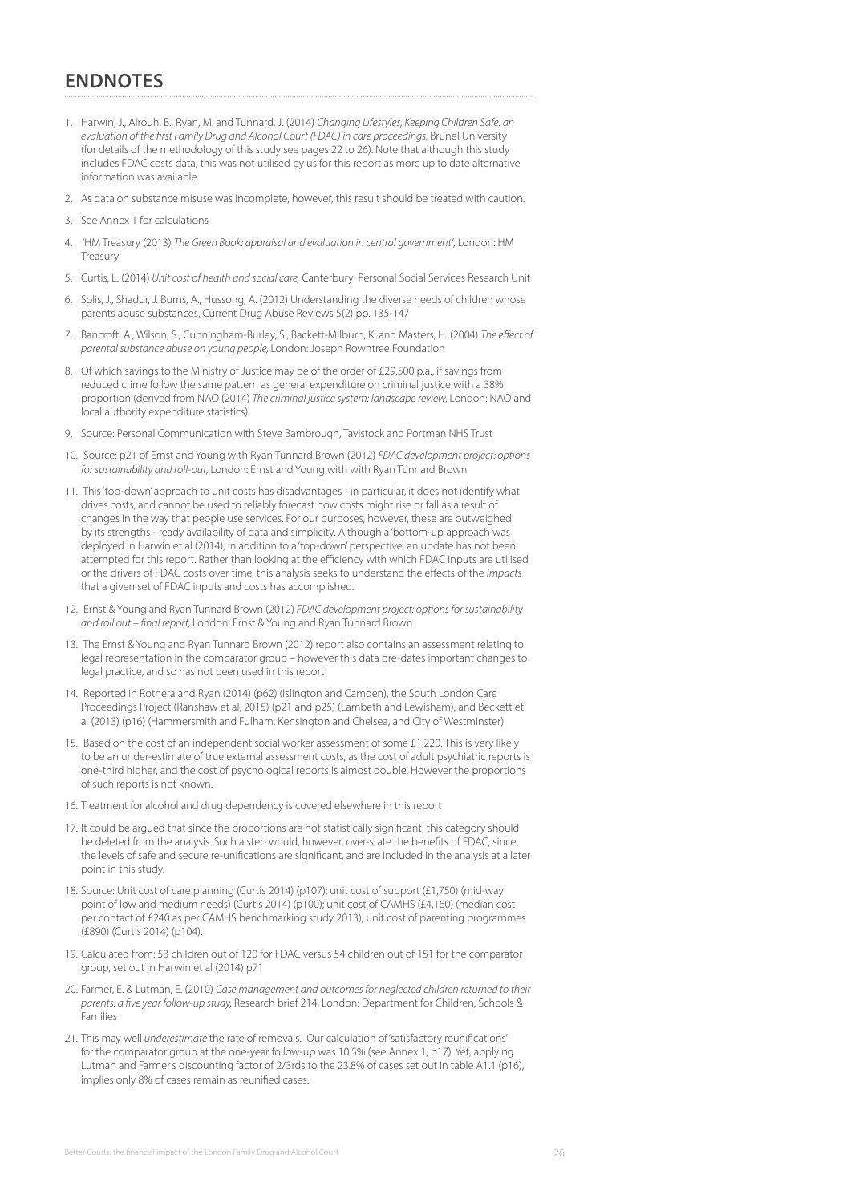## ENDNOTES

1. Harwin, J., Alrouh, B., Ryan, M. and Tunnard, J. (2014) *Changing Lifestyles, Keeping Children Safe: an evaluation of the first Family Drug and Alcohol Court (FDAC) in care proceedings*, Brunel University (for details of the methodology of this study see pages 22 to 26). Note that although this study includes FDAC costs data, this was not utilised by us for this report as more up to date alternative information was available.

2. As data on substance misuse was incomplete, however, this result should be treated with caution.

3. See Annex 1 for calculations

4. 'HM Treasury (2013) *The Green Book: appraisal and evaluation in central government'*, London: HM Treasury

5. Curtis, L. (2014) *Unit cost of health and social care,* Canterbury: Personal Social Services Research Unit

6. Solis, J., Shadur, J. Burns, A., Hussong, A. (2012) Understanding the diverse needs of children whose parents abuse substances, Current Drug Abuse Reviews 5(2) pp. 135-147

7. Bancroft, A., Wilson, S., Cunningham-Burley, S., Backett-Milburn, K. and Masters, H. (2004) *The effect of parental substance abuse on young people,* London: Joseph Rowntree Foundation

8. Of which savings to the Ministry of Justice may be of the order of £29,500 p.a., if savings from reduced crime follow the same pattern as general expenditure on criminal justice with a 38% proportion (derived from NAO (2014) *The criminal justice system: landscape review,* London: NAO and local authority expenditure statistics).

9. Source: Personal Communication with Steve Bambrough, Tavistock and Portman NHS Trust

10. Source: p21 of Ernst and Young with Ryan Tunnard Brown (2012) *FDAC development project: options for sustainability and roll-out*, London: Ernst and Young with with Ryan Tunnard Brown

11. This 'top-down' approach to unit costs has disadvantages - in particular, it does not identify what drives costs, and cannot be used to reliably forecast how costs might rise or fall as a result of changes in the way that people use services. For our purposes, however, these are outweighed by its strengths - ready availability of data and simplicity. Although a 'bottom-up' approach was deployed in Harwin et al (2014), in addition to a 'top-down' perspective, an update has not been attempted for this report. Rather than looking at the efficiency with which FDAC inputs are utilised or the drivers of FDAC costs over time, this analysis seeks to understand the effects of the *impacts* that a given set of FDAC inputs and costs has accomplished.

12. Ernst & Young and Ryan Tunnard Brown (2012) *FDAC development project: options for sustainability and roll out – final report*, London: Ernst & Young and Ryan Tunnard Brown

13. The Ernst & Young and Ryan Tunnard Brown (2012) report also contains an assessment relating to legal representation in the comparator group – however this data pre-dates important changes to legal practice, and so has not been used in this report

14. Reported in Rothera and Ryan (2014) (p62) (Islington and Camden), the South London Care Proceedings Project (Ranshaw et al, 2015) (p21 and p25) (Lambeth and Lewisham), and Beckett et al (2013) (p16) (Hammersmith and Fulham, Kensington and Chelsea, and City of Westminster)

15. Based on the cost of an independent social worker assessment of some £1,220. This is very likely to be an under-estimate of true external assessment costs, as the cost of adult psychiatric reports is one-third higher, and the cost of psychological reports is almost double. However the proportions of such reports is not known.

16. Treatment for alcohol and drug dependency is covered elsewhere in this report

17. It could be argued that since the proportions are not statistically significant, this category should be deleted from the analysis. Such a step would, however, over-state the benefits of FDAC, since the levels of safe and secure re-unifications are significant, and are included in the analysis at a later point in this study.

18. Source: Unit cost of care planning (Curtis 2014) (p107); unit cost of support (£1,750) (mid-way point of low and medium needs) (Curtis 2014) (p100); unit cost of CAMHS (£4,160) (median cost per contact of £240 as per CAMHS benchmarking study 2013); unit cost of parenting programmes (£890) (Curtis 2014) (p104).

19. Calculated from: 53 children out of 120 for FDAC versus 54 children out of 151 for the comparator group, set out in Harwin et al (2014) p71

20. Farmer, E. & Lutman, E. (2010) *Case management and outcomes for neglected children returned to their parents: a five year follow-up study,* Research brief 214, London: Department for Children, Schools & Families

21. This may well *underestimate* the rate of removals. Our calculation of 'satisfactory reunifications' for the comparator group at the one-year follow-up was 10.5% (see Annex 1, p17). Yet, applying Lutman and Farmer's discounting factor of 2/3rds to the 23.8% of cases set out in table A1.1 (p16), implies only 8% of cases remain as reunified cases.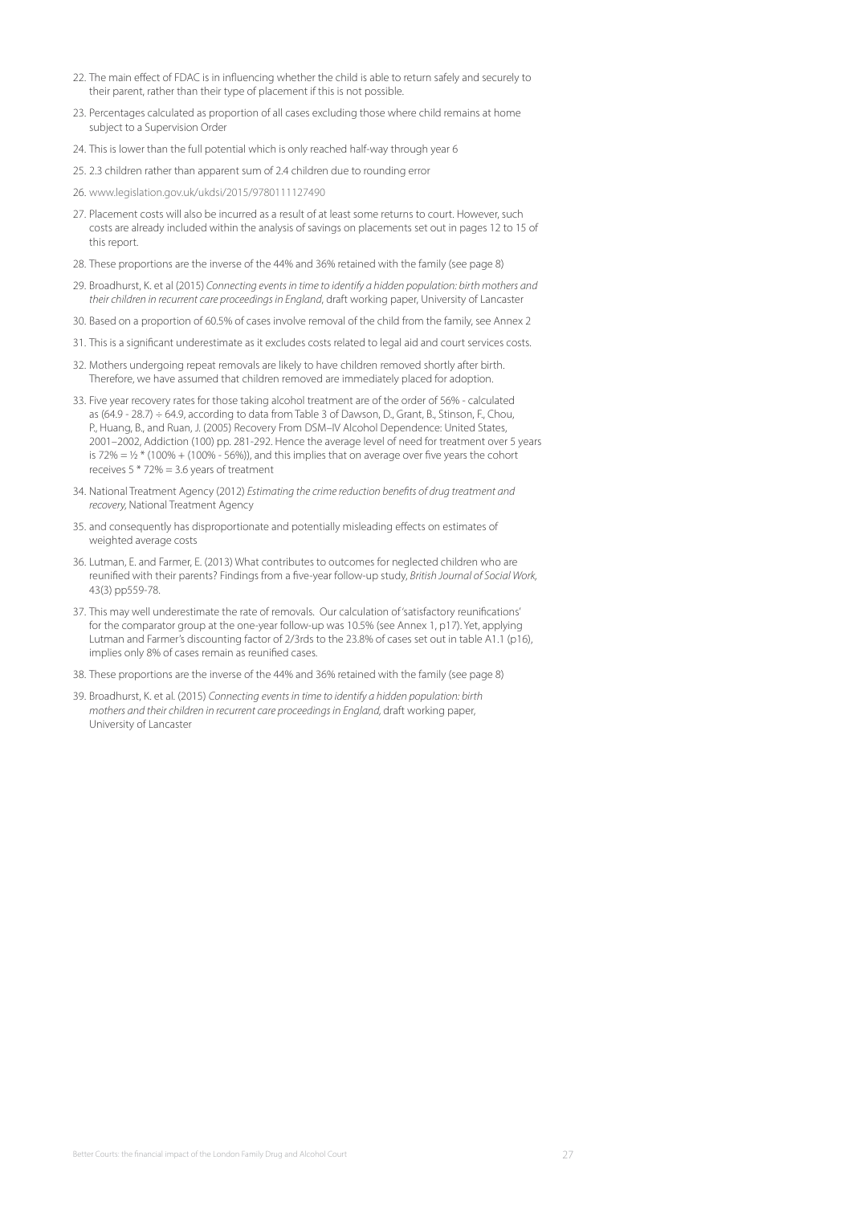22. The main effect of FDAC is in influencing whether the child is able to return safely and securely to their parent, rather than their type of placement if this is not possible.

23. Percentages calculated as proportion of all cases excluding those where child remains at home subject to a Supervision Order

24. This is lower than the full potential which is only reached half-way through year 6

25. 2.3 children rather than apparent sum of 2.4 children due to rounding error

26. www.legislation.gov.uk/ukdsi/2015/9780111127490

27. Placement costs will also be incurred as a result of at least some returns to court. However, such costs are already included within the analysis of savings on placements set out in pages 12 to 15 of this report.

28. These proportions are the inverse of the 44% and 36% retained with the family (see page 8)

29. Broadhurst, K. et al (2015) *Connecting events in time to identify a hidden population: birth mothers and their children in recurrent care proceedings in England*, draft working paper, University of Lancaster

30. Based on a proportion of 60.5% of cases involve removal of the child from the family, see Annex 2

31. This is a significant underestimate as it excludes costs related to legal aid and court services costs.

32. Mothers undergoing repeat removals are likely to have children removed shortly after birth. Therefore, we have assumed that children removed are immediately placed for adoption.

33. Five year recovery rates for those taking alcohol treatment are of the order of 56% - calculated as (64.9 - 28.7) ÷ 64.9, according to data from Table 3 of Dawson, D., Grant, B., Stinson, F., Chou, P., Huang, B., and Ruan, J. (2005) Recovery From DSM–IV Alcohol Dependence: United States, 2001–2002, Addiction (100) pp. 281-292. Hence the average level of need for treatment over 5 years is 72% = ½ * (100% + (100% - 56%)), and this implies that on average over five years the cohort receives 5 * 72% = 3.6 years of treatment

34. National Treatment Agency (2012) *Estimating the crime reduction benefits of drug treatment and recovery*, National Treatment Agency

35. and consequently has disproportionate and potentially misleading effects on estimates of weighted average costs

36. Lutman, E. and Farmer, E. (2013) What contributes to outcomes for neglected children who are reunified with their parents? Findings from a five-year follow-up study, *British Journal of Social Work*, 43(3) pp559-78.

37. This may well underestimate the rate of removals. Our calculation of 'satisfactory reunifications' for the comparator group at the one-year follow-up was 10.5% (see Annex 1, p17). Yet, applying Lutman and Farmer's discounting factor of 2/3rds to the 23.8% of cases set out in table A1.1 (p16), implies only 8% of cases remain as reunified cases.

38. These proportions are the inverse of the 44% and 36% retained with the family (see page 8)

39. Broadhurst, K. et al. (2015) *Connecting events in time to identify a hidden population: birth mothers and their children in recurrent care proceedings in England*, draft working paper, University of Lancaster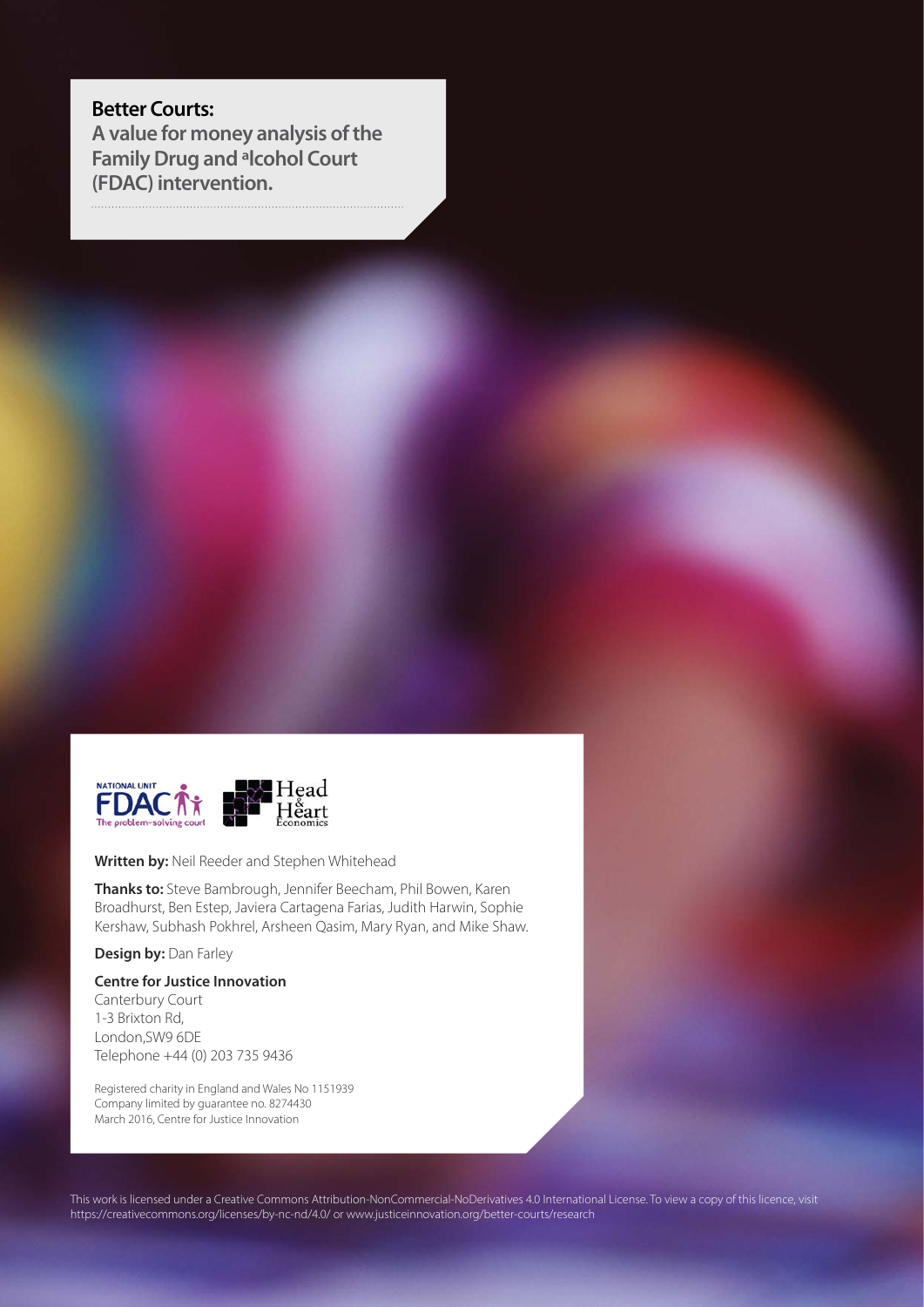**Better Courts:**
**A value for money analysis of the Family Drug and ᵃlcohol Court (FDAC) intervention.**

**Written by:** Neil Reeder and Stephen Whitehead

**Thanks to:** Steve Bambrough, Jennifer Beecham, Phil Bowen, Karen Broadhurst, Ben Estep, Javiera Cartagena Farias, Judith Harwin, Sophie Kershaw, Subhash Pokhrel, Arsheen Qasim, Mary Ryan, and Mike Shaw.

**Design by:** Dan Farley

**Centre for Justice Innovation**
Canterbury Court
1-3 Brixton Rd,
London,SW9 6DE
Telephone +44 (0) 203 735 9436

Registered charity in England and Wales No 1151939
Company limited by guarantee no. 8274430
March 2016, Centre for Justice Innovation

This work is licensed under a Creative Commons Attribution-NonCommercial-NoDerivatives 4.0 International License. To view a copy of this licence, visit https://creativecommons.org/licenses/by-nc-nd/4.0/ or www.justiceinnovation.org/better-courts/research